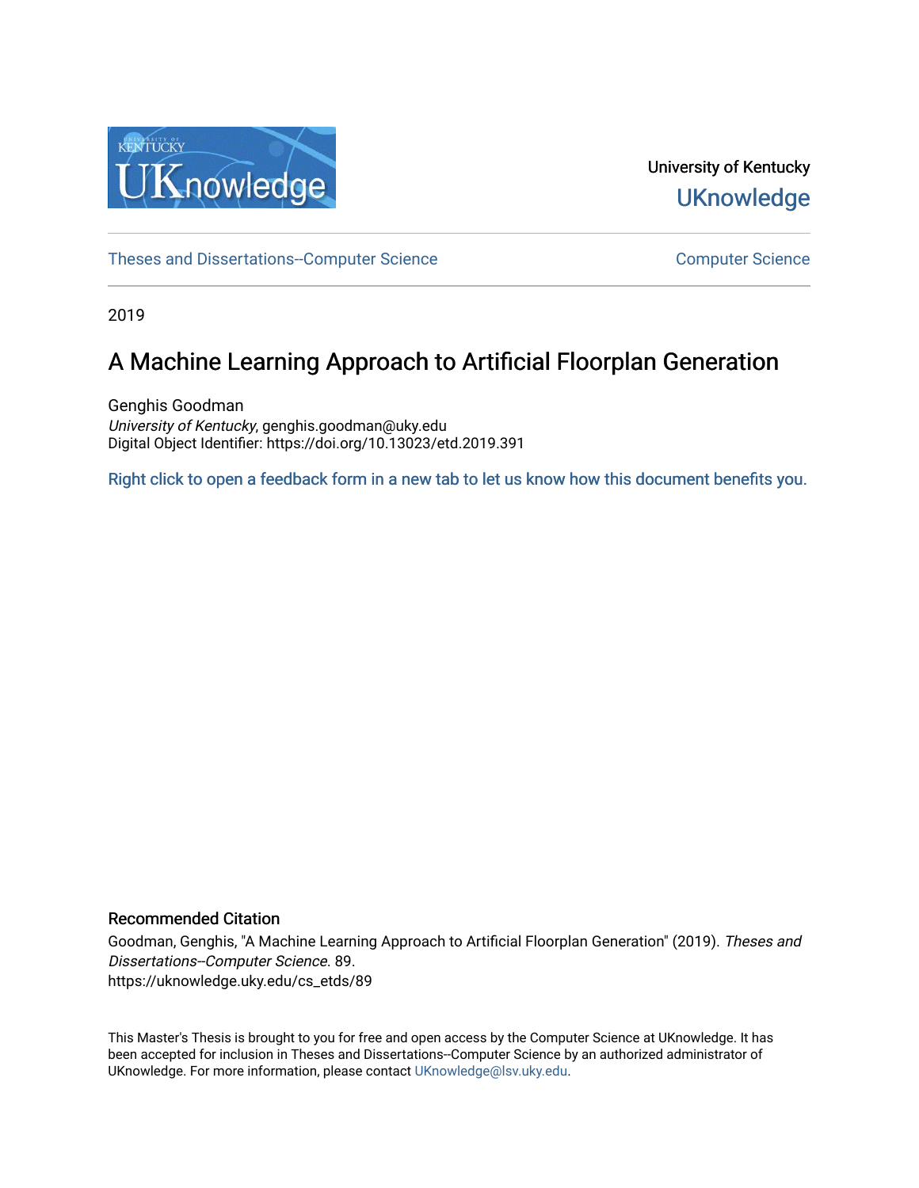University of Kentucky

UKnowledge

Theses and Dissertations--Computer Science

Computer Science

2019

# A Machine Learning Approach to Artificial Floorplan Generation

Genghis Goodman

*University of Kentucky*, genghis.goodman@uky.edu

Digital Object Identifier: https://doi.org/10.13023/etd.2019.391

Right click to open a feedback form in a new tab to let us know how this document benefits you.

## Recommended Citation

Goodman, Genghis, "A Machine Learning Approach to Artificial Floorplan Generation" (2019). *Theses and Dissertations--Computer Science*. 89.

https://uknowledge.uky.edu/cs_etds/89

This Master's Thesis is brought to you for free and open access by the Computer Science at UKnowledge. It has been accepted for inclusion in Theses and Dissertations--Computer Science by an authorized administrator of UKnowledge. For more information, please contact UKnowledge@lsv.uky.edu.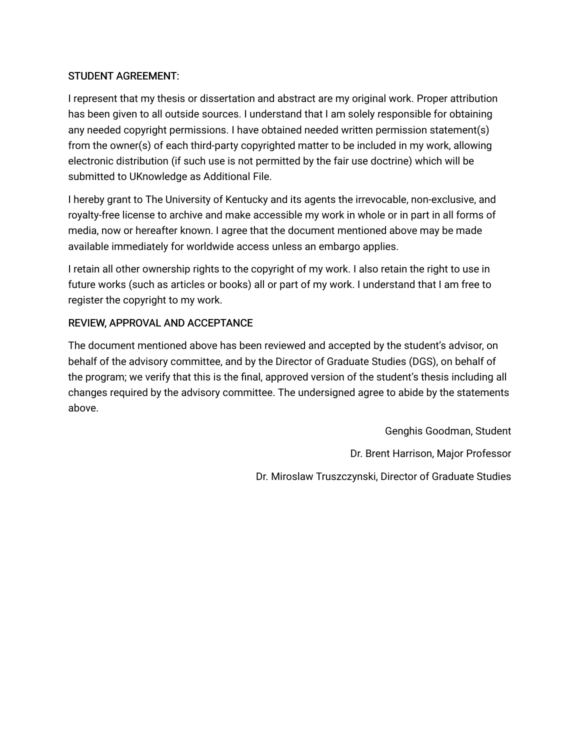STUDENT AGREEMENT:

I represent that my thesis or dissertation and abstract are my original work. Proper attribution has been given to all outside sources. I understand that I am solely responsible for obtaining any needed copyright permissions. I have obtained needed written permission statement(s) from the owner(s) of each third-party copyrighted matter to be included in my work, allowing electronic distribution (if such use is not permitted by the fair use doctrine) which will be submitted to UKnowledge as Additional File.

I hereby grant to The University of Kentucky and its agents the irrevocable, non-exclusive, and royalty-free license to archive and make accessible my work in whole or in part in all forms of media, now or hereafter known. I agree that the document mentioned above may be made available immediately for worldwide access unless an embargo applies.

I retain all other ownership rights to the copyright of my work. I also retain the right to use in future works (such as articles or books) all or part of my work. I understand that I am free to register the copyright to my work.

REVIEW, APPROVAL AND ACCEPTANCE

The document mentioned above has been reviewed and accepted by the student's advisor, on behalf of the advisory committee, and by the Director of Graduate Studies (DGS), on behalf of the program; we verify that this is the final, approved version of the student's thesis including all changes required by the advisory committee. The undersigned agree to abide by the statements above.

Genghis Goodman, Student

Dr. Brent Harrison, Major Professor

Dr. Miroslaw Truszczynski, Director of Graduate Studies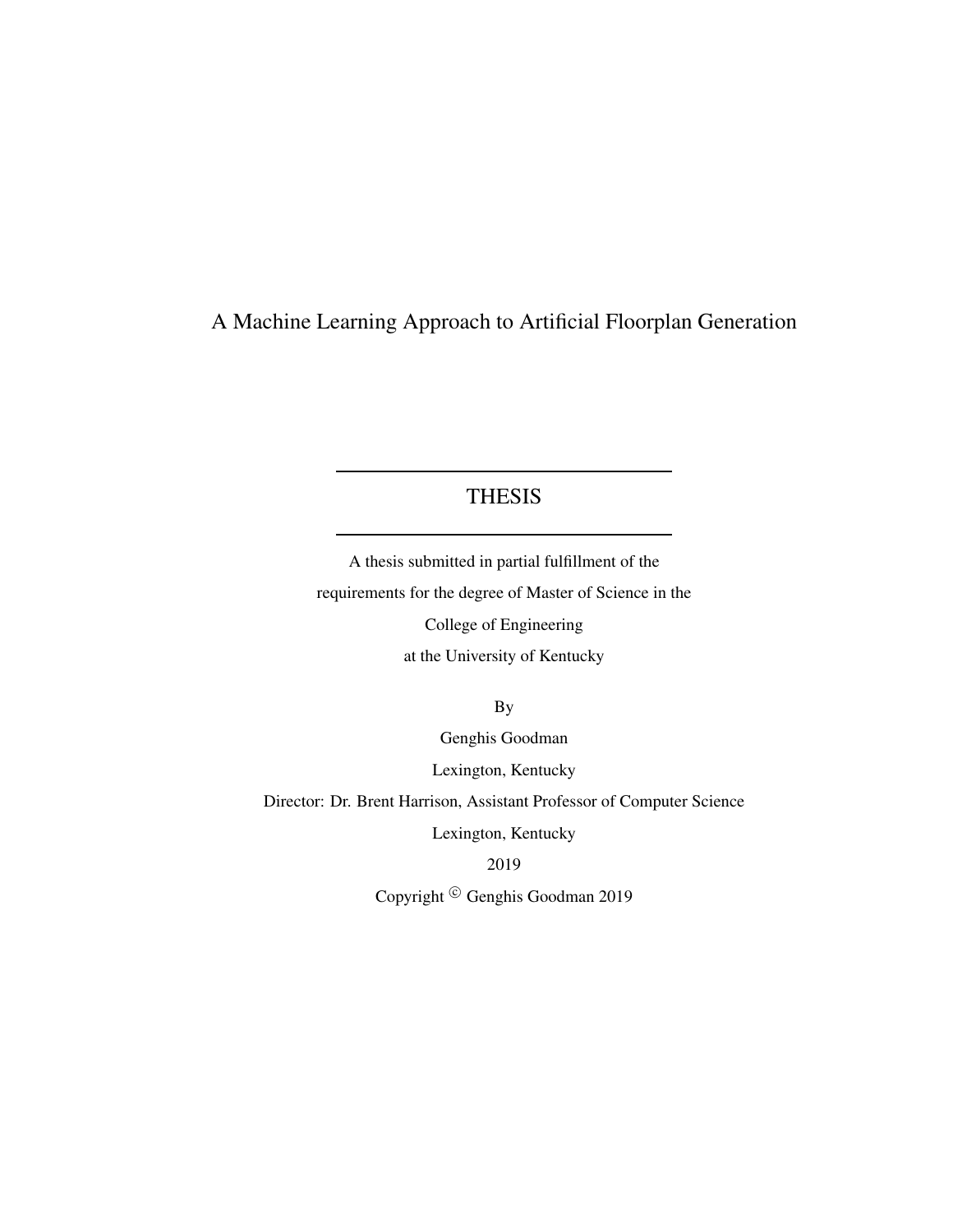# A Machine Learning Approach to Artificial Floorplan Generation

---

## THESIS

---

A thesis submitted in partial fulfillment of the
requirements for the degree of Master of Science in the
College of Engineering
at the University of Kentucky

By
Genghis Goodman
Lexington, Kentucky
Director: Dr. Brent Harrison, Assistant Professor of Computer Science
Lexington, Kentucky
2019
Copyright © Genghis Goodman 2019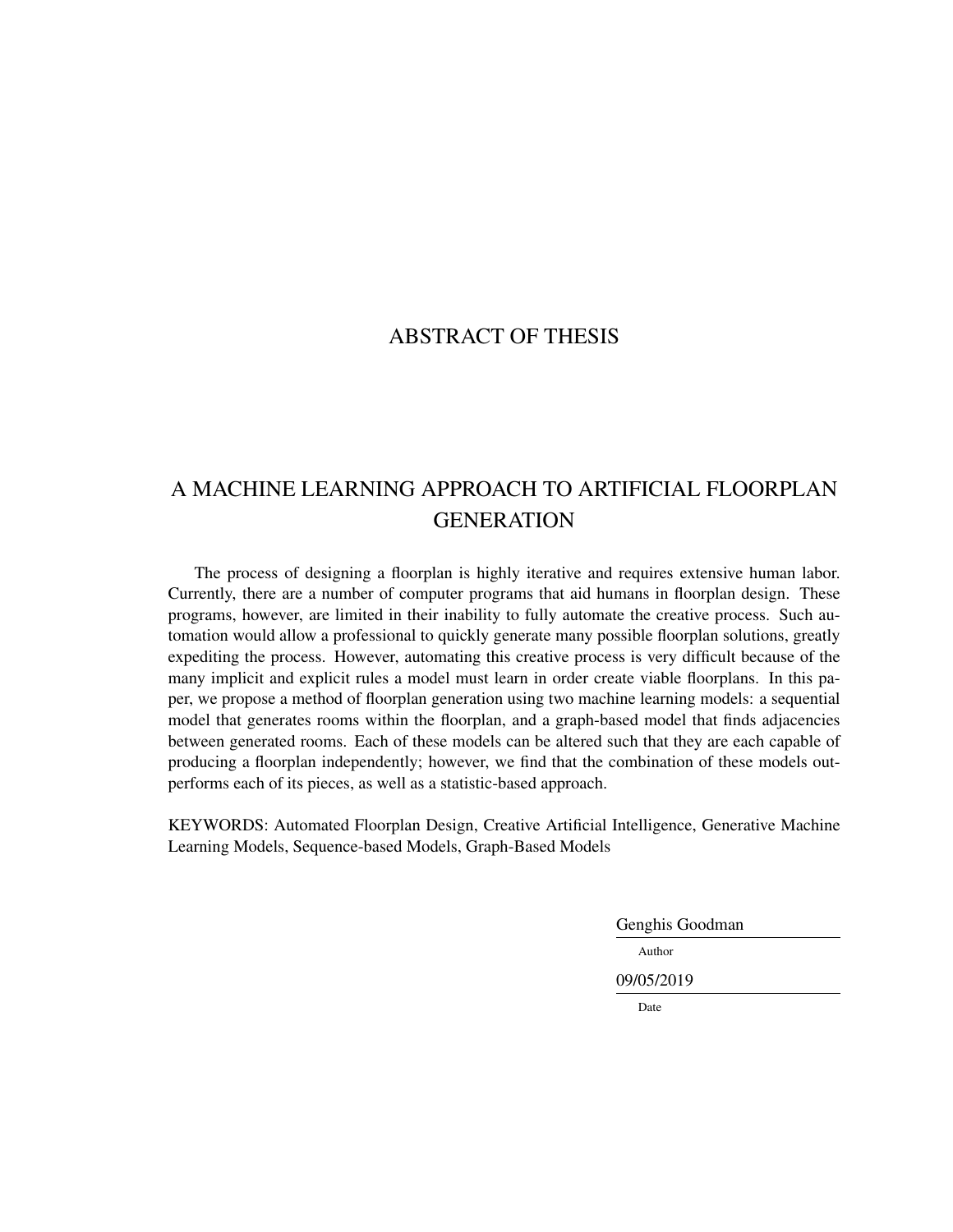# ABSTRACT OF THESIS

## A MACHINE LEARNING APPROACH TO ARTIFICIAL FLOORPLAN GENERATION

The process of designing a floorplan is highly iterative and requires extensive human labor. Currently, there are a number of computer programs that aid humans in floorplan design. These programs, however, are limited in their inability to fully automate the creative process. Such automation would allow a professional to quickly generate many possible floorplan solutions, greatly expediting the process. However, automating this creative process is very difficult because of the many implicit and explicit rules a model must learn in order create viable floorplans. In this paper, we propose a method of floorplan generation using two machine learning models: a sequential model that generates rooms within the floorplan, and a graph-based model that finds adjacencies between generated rooms. Each of these models can be altered such that they are each capable of producing a floorplan independently; however, we find that the combination of these models outperforms each of its pieces, as well as a statistic-based approach.

KEYWORDS: Automated Floorplan Design, Creative Artificial Intelligence, Generative Machine Learning Models, Sequence-based Models, Graph-Based Models

Genghis Goodman

Author

09/05/2019

Date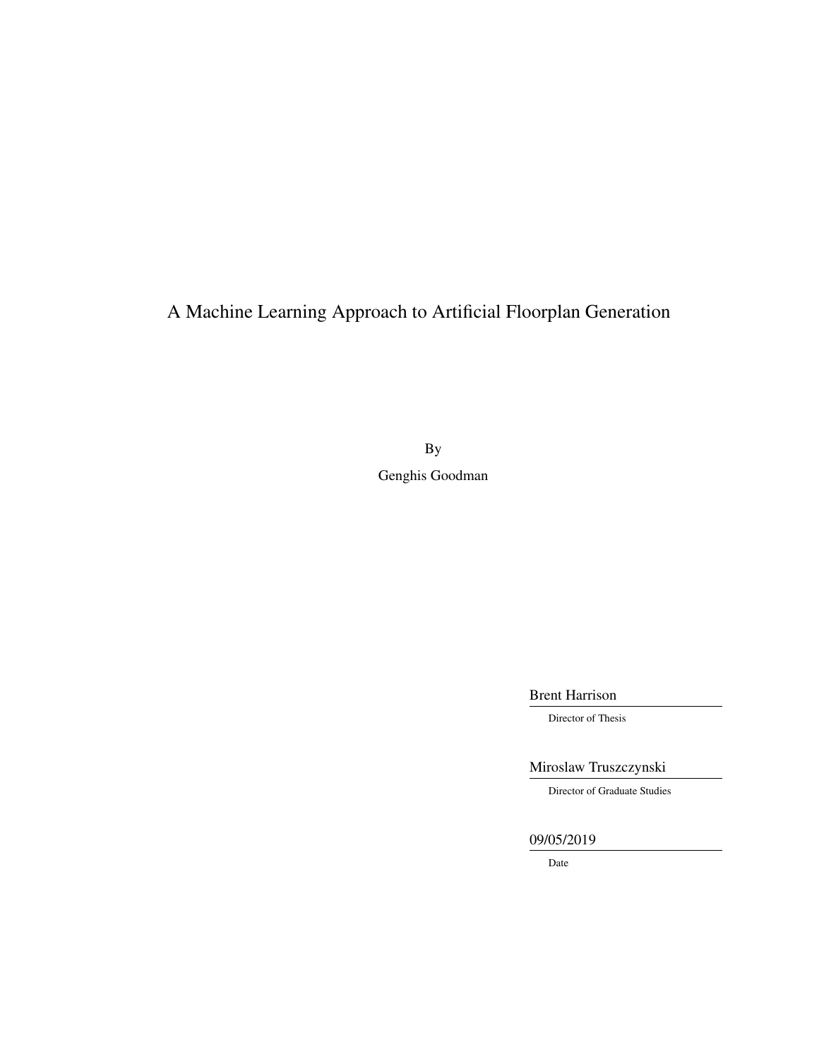A Machine Learning Approach to Artificial Floorplan Generation

By

Genghis Goodman

Brent Harrison

Director of Thesis

Miroslaw Truszczynski

Director of Graduate Studies

09/05/2019

Date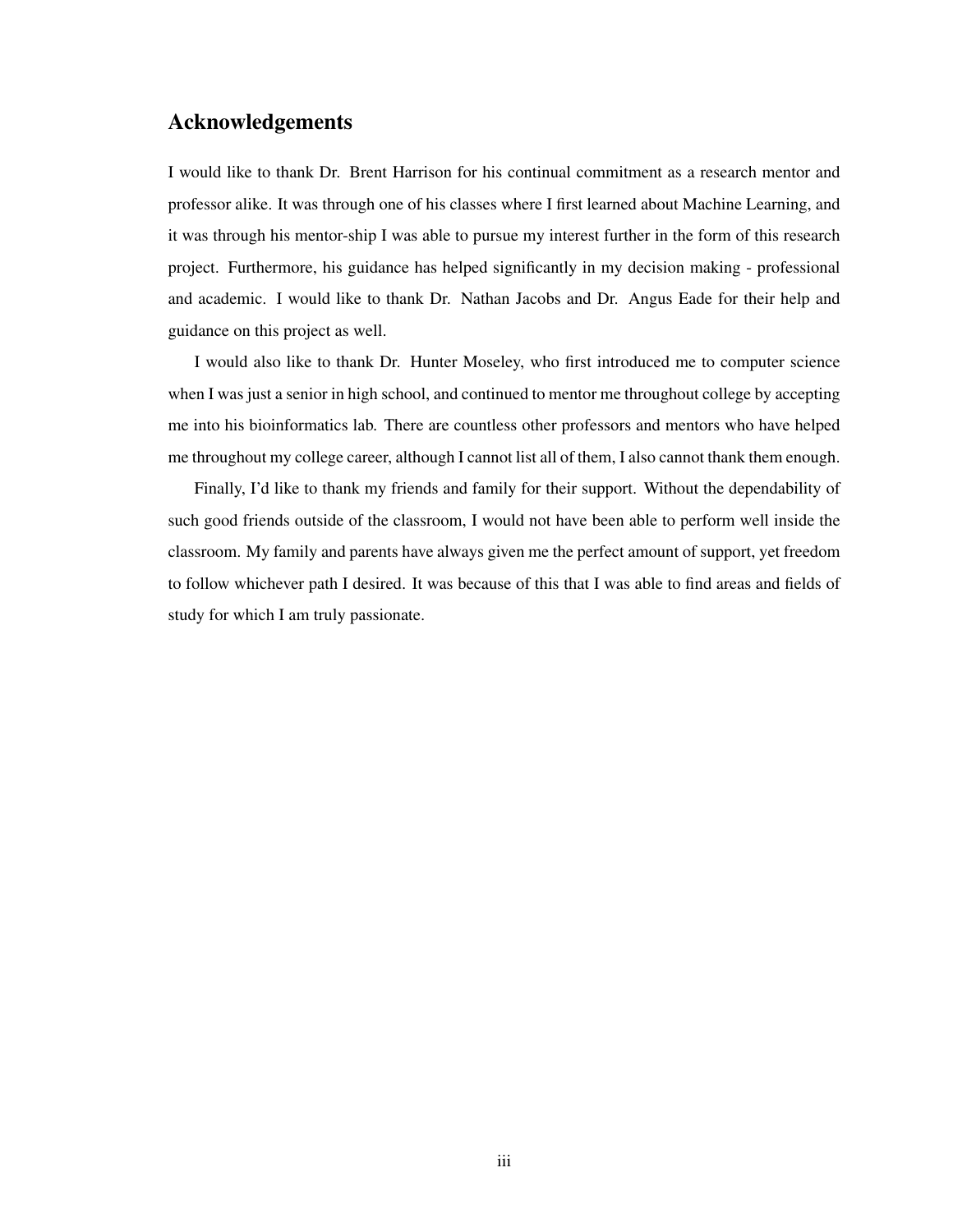## Acknowledgements

I would like to thank Dr. Brent Harrison for his continual commitment as a research mentor and professor alike. It was through one of his classes where I first learned about Machine Learning, and it was through his mentor-ship I was able to pursue my interest further in the form of this research project. Furthermore, his guidance has helped significantly in my decision making - professional and academic. I would like to thank Dr. Nathan Jacobs and Dr. Angus Eade for their help and guidance on this project as well.

I would also like to thank Dr. Hunter Moseley, who first introduced me to computer science when I was just a senior in high school, and continued to mentor me throughout college by accepting me into his bioinformatics lab. There are countless other professors and mentors who have helped me throughout my college career, although I cannot list all of them, I also cannot thank them enough.

Finally, I'd like to thank my friends and family for their support. Without the dependability of such good friends outside of the classroom, I would not have been able to perform well inside the classroom. My family and parents have always given me the perfect amount of support, yet freedom to follow whichever path I desired. It was because of this that I was able to find areas and fields of study for which I am truly passionate.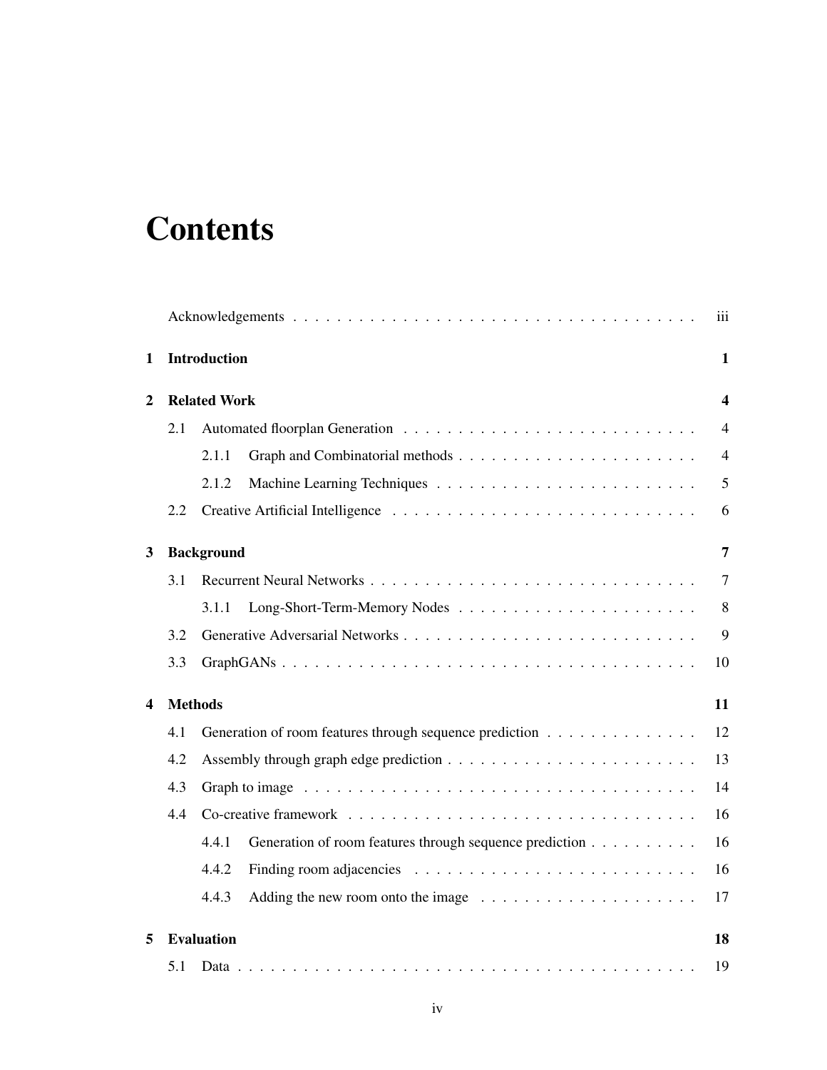# Contents

| | | |
|---|---|---|
| | Acknowledgements | iii |
| **1** | **Introduction** | **1** |
| **2** | **Related Work** | **4** |
| 2.1 | Automated floorplan Generation | 4 |
| 2.1.1 | Graph and Combinatorial methods | 4 |
| 2.1.2 | Machine Learning Techniques | 5 |
| 2.2 | Creative Artificial Intelligence | 6 |
| **3** | **Background** | **7** |
| 3.1 | Recurrent Neural Networks | 7 |
| 3.1.1 | Long-Short-Term-Memory Nodes | 8 |
| 3.2 | Generative Adversarial Networks | 9 |
| 3.3 | GraphGANs | 10 |
| **4** | **Methods** | **11** |
| 4.1 | Generation of room features through sequence prediction | 12 |
| 4.2 | Assembly through graph edge prediction | 13 |
| 4.3 | Graph to image | 14 |
| 4.4 | Co-creative framework | 16 |
| 4.4.1 | Generation of room features through sequence prediction | 16 |
| 4.4.2 | Finding room adjacencies | 16 |
| 4.4.3 | Adding the new room onto the image | 17 |
| **5** | **Evaluation** | **18** |
| 5.1 | Data | 19 |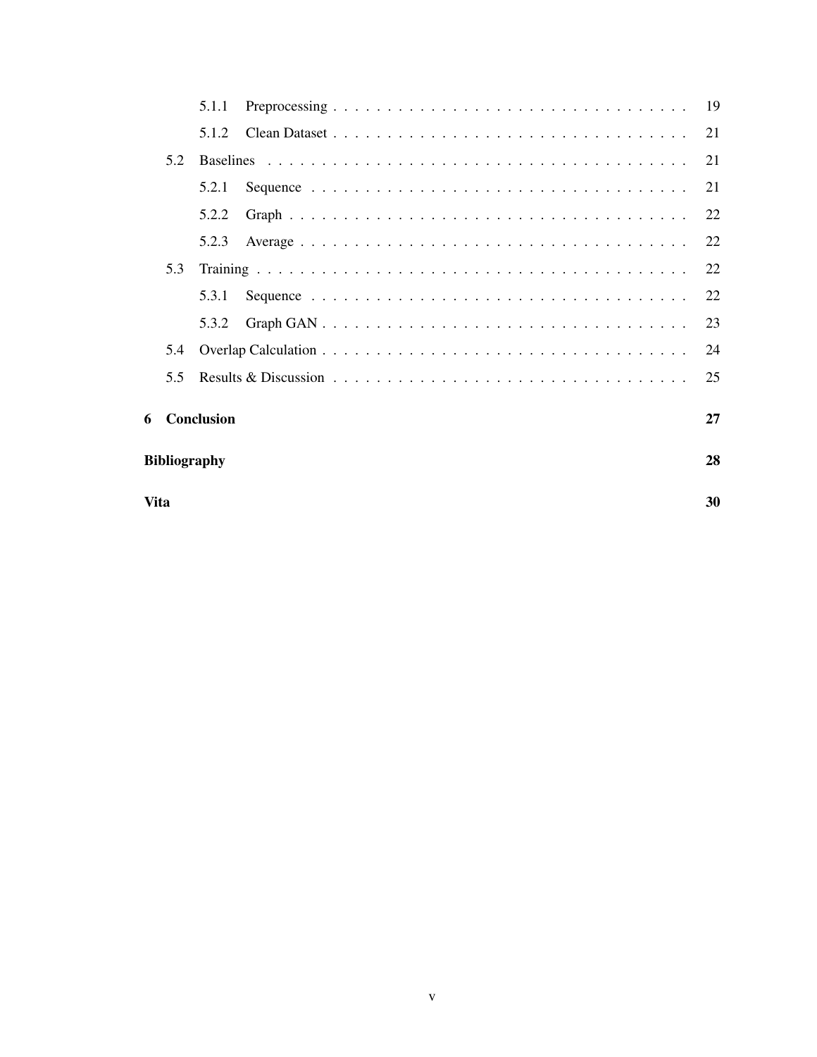- 5.1.1 Preprocessing . . . . . . . . . . 19
- 5.1.2 Clean Dataset . . . . . . . . . . 21
- 5.2 Baselines . . . . . . . . . . 21
  - 5.2.1 Sequence . . . . . . . . . . 21
  - 5.2.2 Graph . . . . . . . . . . 22
  - 5.2.3 Average . . . . . . . . . . 22
- 5.3 Training . . . . . . . . . . 22
  - 5.3.1 Sequence . . . . . . . . . . 22
  - 5.3.2 Graph GAN . . . . . . . . . . 23
- 5.4 Overlap Calculation . . . . . . . . . . 24
- 5.5 Results & Discussion . . . . . . . . . . 25

**6 Conclusion** **27**

**Bibliography** **28**

**Vita** **30**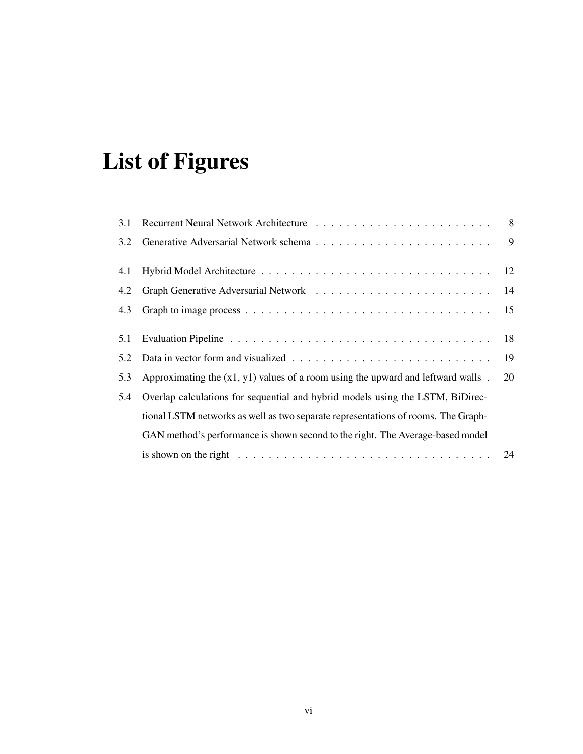# List of Figures

| | | |
|---|---|---|
| 3.1 | Recurrent Neural Network Architecture | 8 |
| 3.2 | Generative Adversarial Network schema | 9 |
| 4.1 | Hybrid Model Architecture | 12 |
| 4.2 | Graph Generative Adversarial Network | 14 |
| 4.3 | Graph to image process | 15 |
| 5.1 | Evaluation Pipeline | 18 |
| 5.2 | Data in vector form and visualized | 19 |
| 5.3 | Approximating the (x1, y1) values of a room using the upward and leftward walls | 20 |
| 5.4 | Overlap calculations for sequential and hybrid models using the LSTM, BiDirectional LSTM networks as well as two separate representations of rooms. The Graph-GAN method's performance is shown second to the right. The Average-based model is shown on the right | 24 |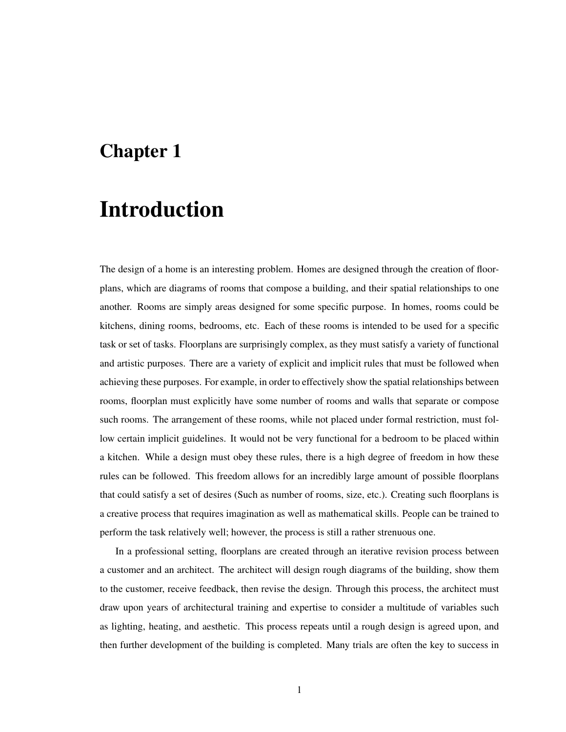# Chapter 1

# Introduction

The design of a home is an interesting problem. Homes are designed through the creation of floorplans, which are diagrams of rooms that compose a building, and their spatial relationships to one another. Rooms are simply areas designed for some specific purpose. In homes, rooms could be kitchens, dining rooms, bedrooms, etc. Each of these rooms is intended to be used for a specific task or set of tasks. Floorplans are surprisingly complex, as they must satisfy a variety of functional and artistic purposes. There are a variety of explicit and implicit rules that must be followed when achieving these purposes. For example, in order to effectively show the spatial relationships between rooms, floorplan must explicitly have some number of rooms and walls that separate or compose such rooms. The arrangement of these rooms, while not placed under formal restriction, must follow certain implicit guidelines. It would not be very functional for a bedroom to be placed within a kitchen. While a design must obey these rules, there is a high degree of freedom in how these rules can be followed. This freedom allows for an incredibly large amount of possible floorplans that could satisfy a set of desires (Such as number of rooms, size, etc.). Creating such floorplans is a creative process that requires imagination as well as mathematical skills. People can be trained to perform the task relatively well; however, the process is still a rather strenuous one.

In a professional setting, floorplans are created through an iterative revision process between a customer and an architect. The architect will design rough diagrams of the building, show them to the customer, receive feedback, then revise the design. Through this process, the architect must draw upon years of architectural training and expertise to consider a multitude of variables such as lighting, heating, and aesthetic. This process repeats until a rough design is agreed upon, and then further development of the building is completed. Many trials are often the key to success in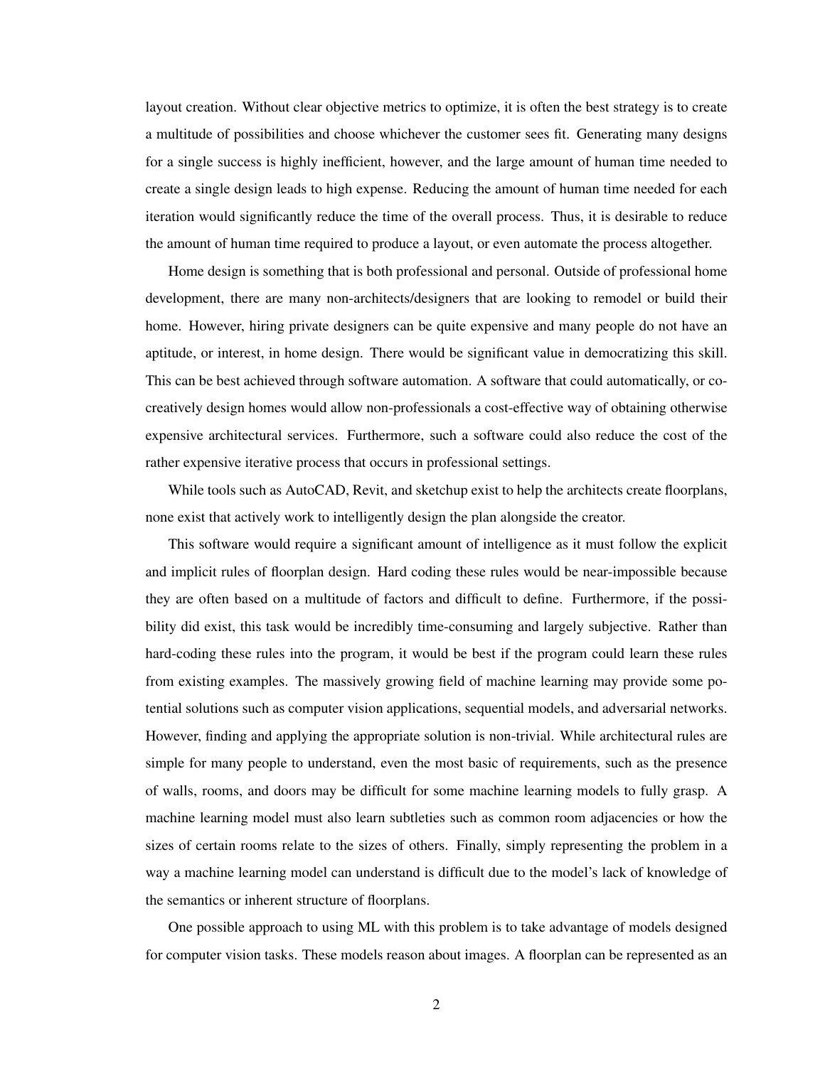layout creation. Without clear objective metrics to optimize, it is often the best strategy is to create a multitude of possibilities and choose whichever the customer sees fit. Generating many designs for a single success is highly inefficient, however, and the large amount of human time needed to create a single design leads to high expense. Reducing the amount of human time needed for each iteration would significantly reduce the time of the overall process. Thus, it is desirable to reduce the amount of human time required to produce a layout, or even automate the process altogether.

Home design is something that is both professional and personal. Outside of professional home development, there are many non-architects/designers that are looking to remodel or build their home. However, hiring private designers can be quite expensive and many people do not have an aptitude, or interest, in home design. There would be significant value in democratizing this skill. This can be best achieved through software automation. A software that could automatically, or co-creatively design homes would allow non-professionals a cost-effective way of obtaining otherwise expensive architectural services. Furthermore, such a software could also reduce the cost of the rather expensive iterative process that occurs in professional settings.

While tools such as AutoCAD, Revit, and sketchup exist to help the architects create floorplans, none exist that actively work to intelligently design the plan alongside the creator.

This software would require a significant amount of intelligence as it must follow the explicit and implicit rules of floorplan design. Hard coding these rules would be near-impossible because they are often based on a multitude of factors and difficult to define. Furthermore, if the possibility did exist, this task would be incredibly time-consuming and largely subjective. Rather than hard-coding these rules into the program, it would be best if the program could learn these rules from existing examples. The massively growing field of machine learning may provide some potential solutions such as computer vision applications, sequential models, and adversarial networks. However, finding and applying the appropriate solution is non-trivial. While architectural rules are simple for many people to understand, even the most basic of requirements, such as the presence of walls, rooms, and doors may be difficult for some machine learning models to fully grasp. A machine learning model must also learn subtleties such as common room adjacencies or how the sizes of certain rooms relate to the sizes of others. Finally, simply representing the problem in a way a machine learning model can understand is difficult due to the model's lack of knowledge of the semantics or inherent structure of floorplans.

One possible approach to using ML with this problem is to take advantage of models designed for computer vision tasks. These models reason about images. A floorplan can be represented as an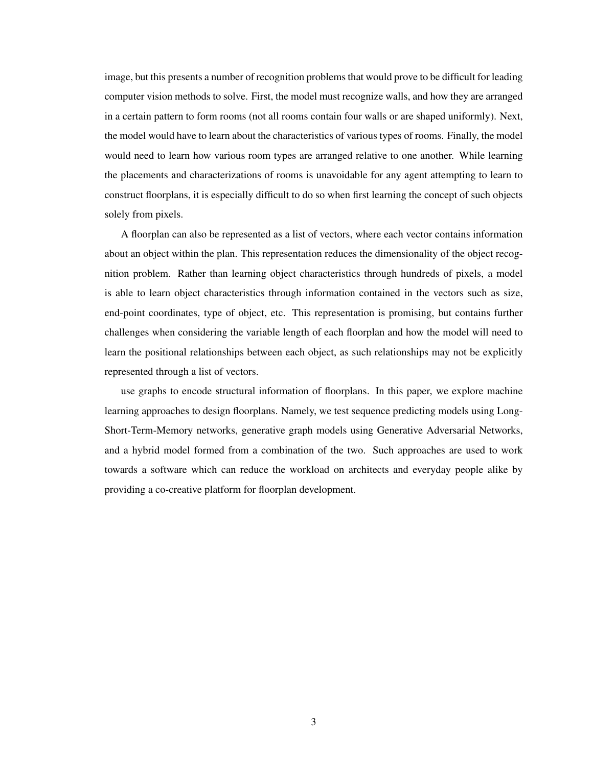image, but this presents a number of recognition problems that would prove to be difficult for leading computer vision methods to solve. First, the model must recognize walls, and how they are arranged in a certain pattern to form rooms (not all rooms contain four walls or are shaped uniformly). Next, the model would have to learn about the characteristics of various types of rooms. Finally, the model would need to learn how various room types are arranged relative to one another. While learning the placements and characterizations of rooms is unavoidable for any agent attempting to learn to construct floorplans, it is especially difficult to do so when first learning the concept of such objects solely from pixels.

A floorplan can also be represented as a list of vectors, where each vector contains information about an object within the plan. This representation reduces the dimensionality of the object recognition problem. Rather than learning object characteristics through hundreds of pixels, a model is able to learn object characteristics through information contained in the vectors such as size, end-point coordinates, type of object, etc. This representation is promising, but contains further challenges when considering the variable length of each floorplan and how the model will need to learn the positional relationships between each object, as such relationships may not be explicitly represented through a list of vectors.

use graphs to encode structural information of floorplans. In this paper, we explore machine learning approaches to design floorplans. Namely, we test sequence predicting models using Long-Short-Term-Memory networks, generative graph models using Generative Adversarial Networks, and a hybrid model formed from a combination of the two. Such approaches are used to work towards a software which can reduce the workload on architects and everyday people alike by providing a co-creative platform for floorplan development.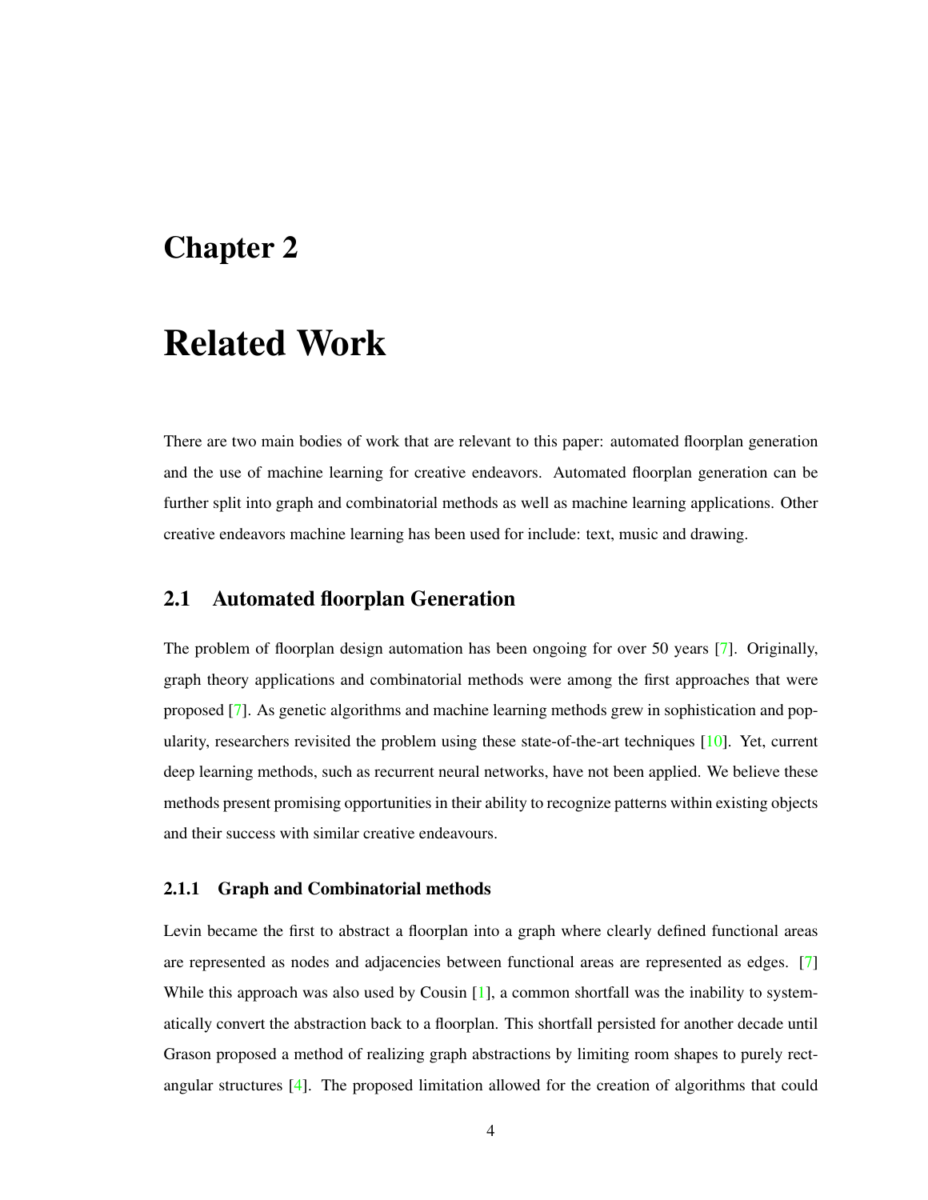# Chapter 2

# Related Work

There are two main bodies of work that are relevant to this paper: automated floorplan generation and the use of machine learning for creative endeavors. Automated floorplan generation can be further split into graph and combinatorial methods as well as machine learning applications. Other creative endeavors machine learning has been used for include: text, music and drawing.

## 2.1 Automated floorplan Generation

The problem of floorplan design automation has been ongoing for over 50 years [7]. Originally, graph theory applications and combinatorial methods were among the first approaches that were proposed [7]. As genetic algorithms and machine learning methods grew in sophistication and popularity, researchers revisited the problem using these state-of-the-art techniques [10]. Yet, current deep learning methods, such as recurrent neural networks, have not been applied. We believe these methods present promising opportunities in their ability to recognize patterns within existing objects and their success with similar creative endeavours.

### 2.1.1 Graph and Combinatorial methods

Levin became the first to abstract a floorplan into a graph where clearly defined functional areas are represented as nodes and adjacencies between functional areas are represented as edges. [7] While this approach was also used by Cousin [1], a common shortfall was the inability to systematically convert the abstraction back to a floorplan. This shortfall persisted for another decade until Grason proposed a method of realizing graph abstractions by limiting room shapes to purely rectangular structures [4]. The proposed limitation allowed for the creation of algorithms that could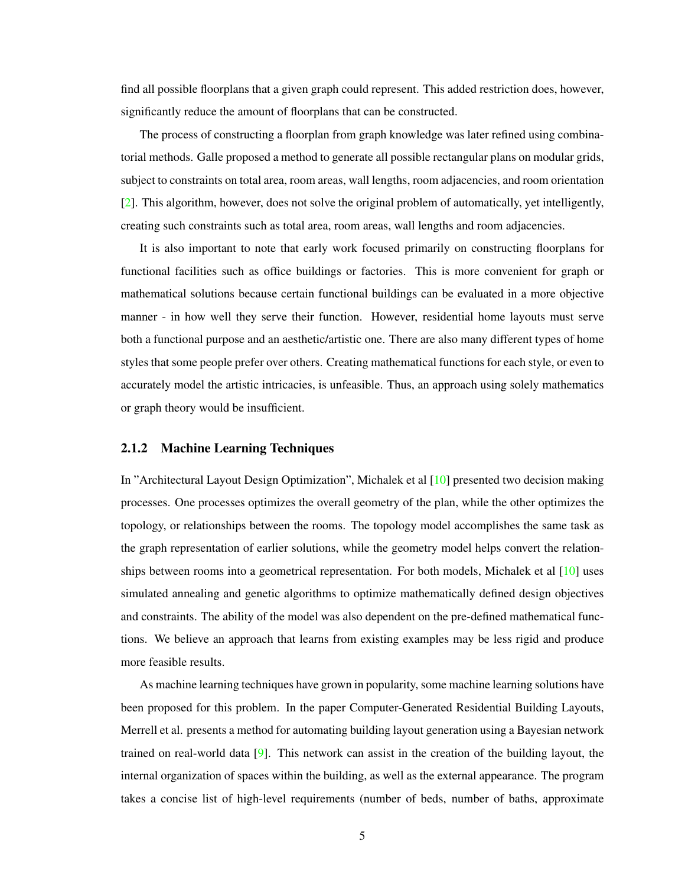find all possible floorplans that a given graph could represent. This added restriction does, however, significantly reduce the amount of floorplans that can be constructed.

The process of constructing a floorplan from graph knowledge was later refined using combinatorial methods. Galle proposed a method to generate all possible rectangular plans on modular grids, subject to constraints on total area, room areas, wall lengths, room adjacencies, and room orientation [2]. This algorithm, however, does not solve the original problem of automatically, yet intelligently, creating such constraints such as total area, room areas, wall lengths and room adjacencies.

It is also important to note that early work focused primarily on constructing floorplans for functional facilities such as office buildings or factories. This is more convenient for graph or mathematical solutions because certain functional buildings can be evaluated in a more objective manner - in how well they serve their function. However, residential home layouts must serve both a functional purpose and an aesthetic/artistic one. There are also many different types of home styles that some people prefer over others. Creating mathematical functions for each style, or even to accurately model the artistic intricacies, is unfeasible. Thus, an approach using solely mathematics or graph theory would be insufficient.

### 2.1.2 Machine Learning Techniques

In "Architectural Layout Design Optimization", Michalek et al [10] presented two decision making processes. One processes optimizes the overall geometry of the plan, while the other optimizes the topology, or relationships between the rooms. The topology model accomplishes the same task as the graph representation of earlier solutions, while the geometry model helps convert the relationships between rooms into a geometrical representation. For both models, Michalek et al [10] uses simulated annealing and genetic algorithms to optimize mathematically defined design objectives and constraints. The ability of the model was also dependent on the pre-defined mathematical functions. We believe an approach that learns from existing examples may be less rigid and produce more feasible results.

As machine learning techniques have grown in popularity, some machine learning solutions have been proposed for this problem. In the paper Computer-Generated Residential Building Layouts, Merrell et al. presents a method for automating building layout generation using a Bayesian network trained on real-world data [9]. This network can assist in the creation of the building layout, the internal organization of spaces within the building, as well as the external appearance. The program takes a concise list of high-level requirements (number of beds, number of baths, approximate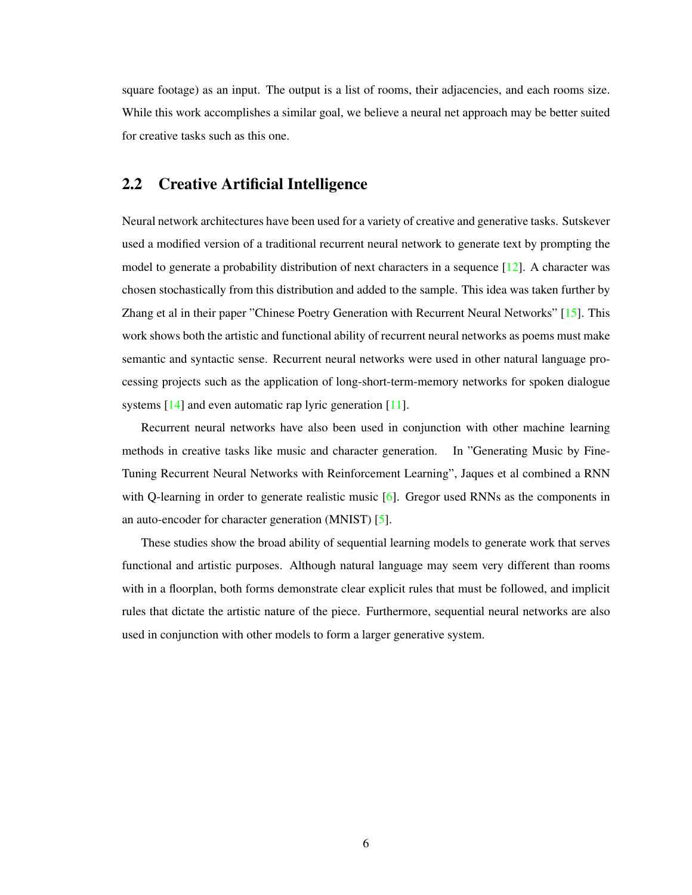square footage) as an input. The output is a list of rooms, their adjacencies, and each rooms size. While this work accomplishes a similar goal, we believe a neural net approach may be better suited for creative tasks such as this one.

## 2.2 Creative Artificial Intelligence

Neural network architectures have been used for a variety of creative and generative tasks. Sutskever used a modified version of a traditional recurrent neural network to generate text by prompting the model to generate a probability distribution of next characters in a sequence [12]. A character was chosen stochastically from this distribution and added to the sample. This idea was taken further by Zhang et al in their paper "Chinese Poetry Generation with Recurrent Neural Networks" [15]. This work shows both the artistic and functional ability of recurrent neural networks as poems must make semantic and syntactic sense. Recurrent neural networks were used in other natural language processing projects such as the application of long-short-term-memory networks for spoken dialogue systems [14] and even automatic rap lyric generation [11].

Recurrent neural networks have also been used in conjunction with other machine learning methods in creative tasks like music and character generation. In "Generating Music by Fine-Tuning Recurrent Neural Networks with Reinforcement Learning", Jaques et al combined a RNN with Q-learning in order to generate realistic music [6]. Gregor used RNNs as the components in an auto-encoder for character generation (MNIST) [5].

These studies show the broad ability of sequential learning models to generate work that serves functional and artistic purposes. Although natural language may seem very different than rooms with in a floorplan, both forms demonstrate clear explicit rules that must be followed, and implicit rules that dictate the artistic nature of the piece. Furthermore, sequential neural networks are also used in conjunction with other models to form a larger generative system.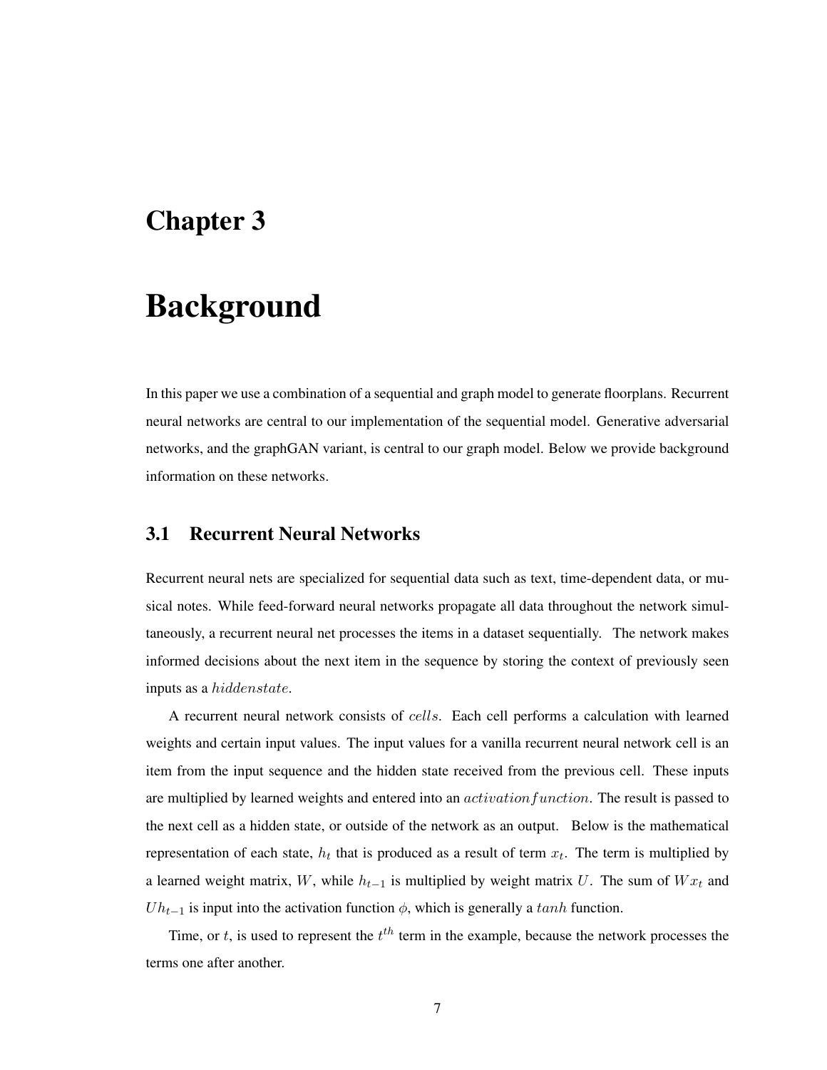# Chapter 3

# Background

In this paper we use a combination of a sequential and graph model to generate floorplans. Recurrent neural networks are central to our implementation of the sequential model. Generative adversarial networks, and the graphGAN variant, is central to our graph model. Below we provide background information on these networks.

## 3.1 Recurrent Neural Networks

Recurrent neural nets are specialized for sequential data such as text, time-dependent data, or musical notes. While feed-forward neural networks propagate all data throughout the network simultaneously, a recurrent neural net processes the items in a dataset sequentially. The network makes informed decisions about the next item in the sequence by storing the context of previously seen inputs as a $hiddenstate$.

A recurrent neural network consists of $cells$. Each cell performs a calculation with learned weights and certain input values. The input values for a vanilla recurrent neural network cell is an item from the input sequence and the hidden state received from the previous cell. These inputs are multiplied by learned weights and entered into an $activationfunction$. The result is passed to the next cell as a hidden state, or outside of the network as an output. Below is the mathematical representation of each state, $h_t$ that is produced as a result of term $x_t$. The term is multiplied by a learned weight matrix, $W$, while $h_{t-1}$ is multiplied by weight matrix $U$. The sum of $Wx_t$ and $Uh_{t-1}$ is input into the activation function $\phi$, which is generally a $tanh$ function.

Time, or $t$, is used to represent the $t^{th}$ term in the example, because the network processes the terms one after another.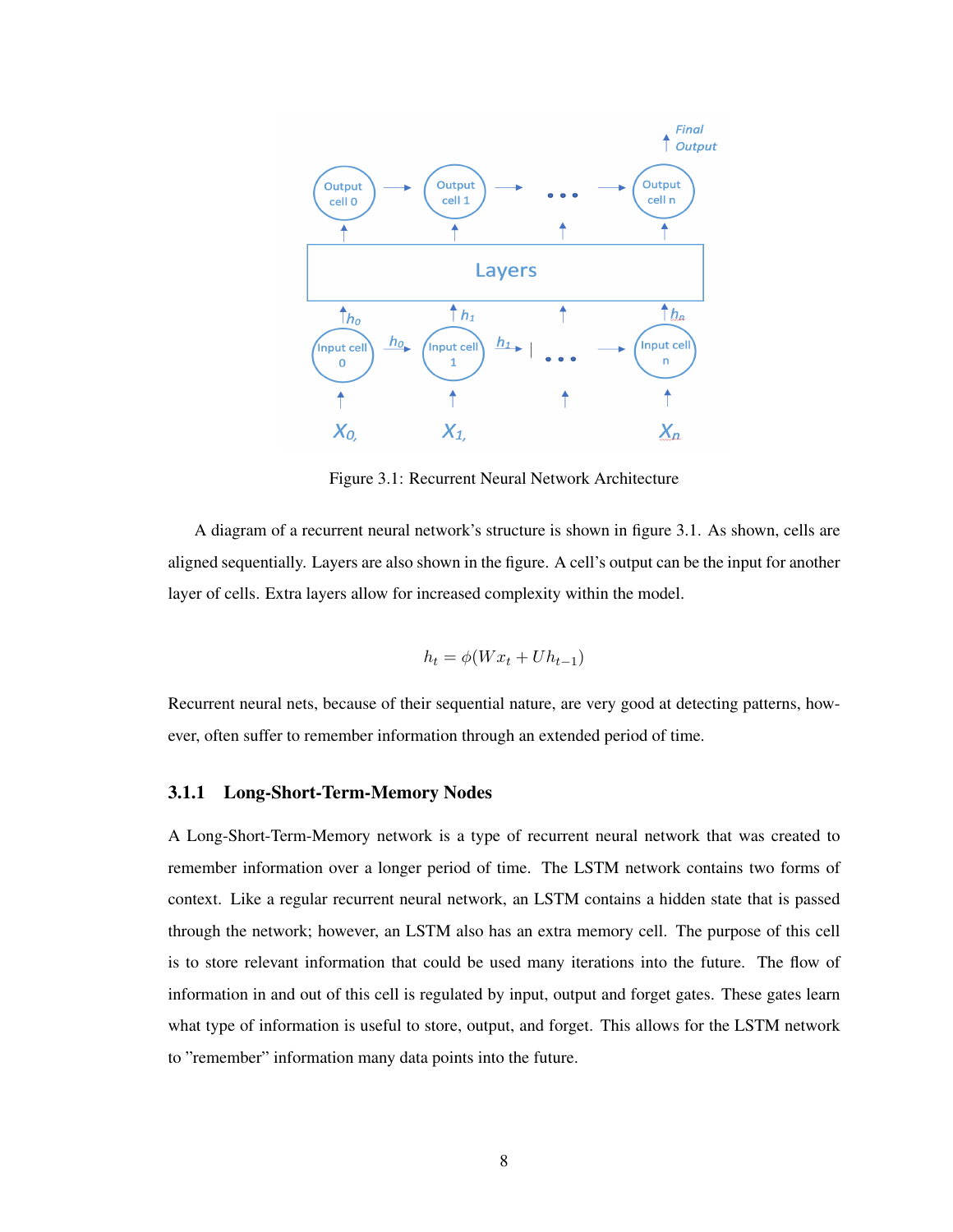Figure 3.1: Recurrent Neural Network Architecture

A diagram of a recurrent neural network's structure is shown in figure 3.1. As shown, cells are aligned sequentially. Layers are also shown in the figure. A cell's output can be the input for another layer of cells. Extra layers allow for increased complexity within the model.

$$h_t = \phi(Wx_t + Uh_{t-1})$$

Recurrent neural nets, because of their sequential nature, are very good at detecting patterns, however, often suffer to remember information through an extended period of time.

### 3.1.1 Long-Short-Term-Memory Nodes

A Long-Short-Term-Memory network is a type of recurrent neural network that was created to remember information over a longer period of time. The LSTM network contains two forms of context. Like a regular recurrent neural network, an LSTM contains a hidden state that is passed through the network; however, an LSTM also has an extra memory cell. The purpose of this cell is to store relevant information that could be used many iterations into the future. The flow of information in and out of this cell is regulated by input, output and forget gates. These gates learn what type of information is useful to store, output, and forget. This allows for the LSTM network to "remember" information many data points into the future.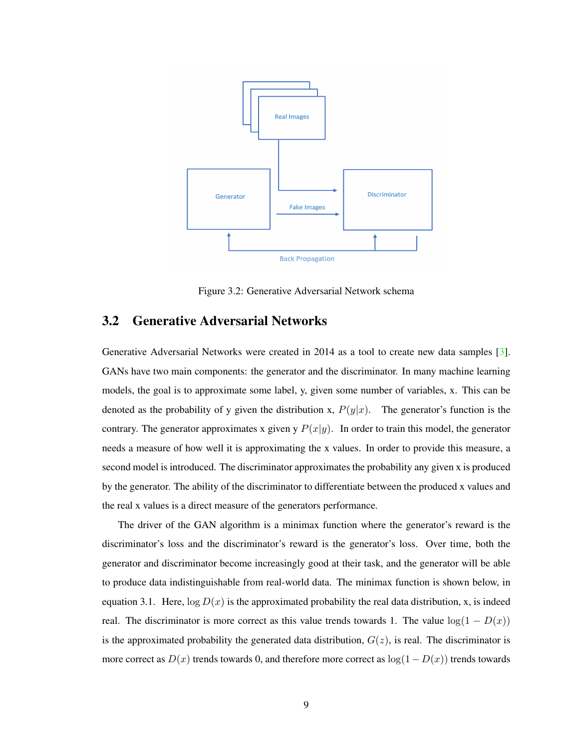Figure 3.2: Generative Adversarial Network schema

## 3.2 Generative Adversarial Networks

Generative Adversarial Networks were created in 2014 as a tool to create new data samples [3]. GANs have two main components: the generator and the discriminator. In many machine learning models, the goal is to approximate some label, y, given some number of variables, x. This can be denoted as the probability of y given the distribution x, $P(y|x)$. The generator's function is the contrary. The generator approximates x given y $P(x|y)$. In order to train this model, the generator needs a measure of how well it is approximating the x values. In order to provide this measure, a second model is introduced. The discriminator approximates the probability any given x is produced by the generator. The ability of the discriminator to differentiate between the produced x values and the real x values is a direct measure of the generators performance.

The driver of the GAN algorithm is a minimax function where the generator's reward is the discriminator's loss and the discriminator's reward is the generator's loss. Over time, both the generator and discriminator become increasingly good at their task, and the generator will be able to produce data indistinguishable from real-world data. The minimax function is shown below, in equation 3.1. Here, $\log D(x)$ is the approximated probability the real data distribution, x, is indeed real. The discriminator is more correct as this value trends towards 1. The value $\log(1 - D(x))$ is the approximated probability the generated data distribution, $G(z)$, is real. The discriminator is more correct as $D(x)$ trends towards 0, and therefore more correct as $\log(1 - D(x))$ trends towards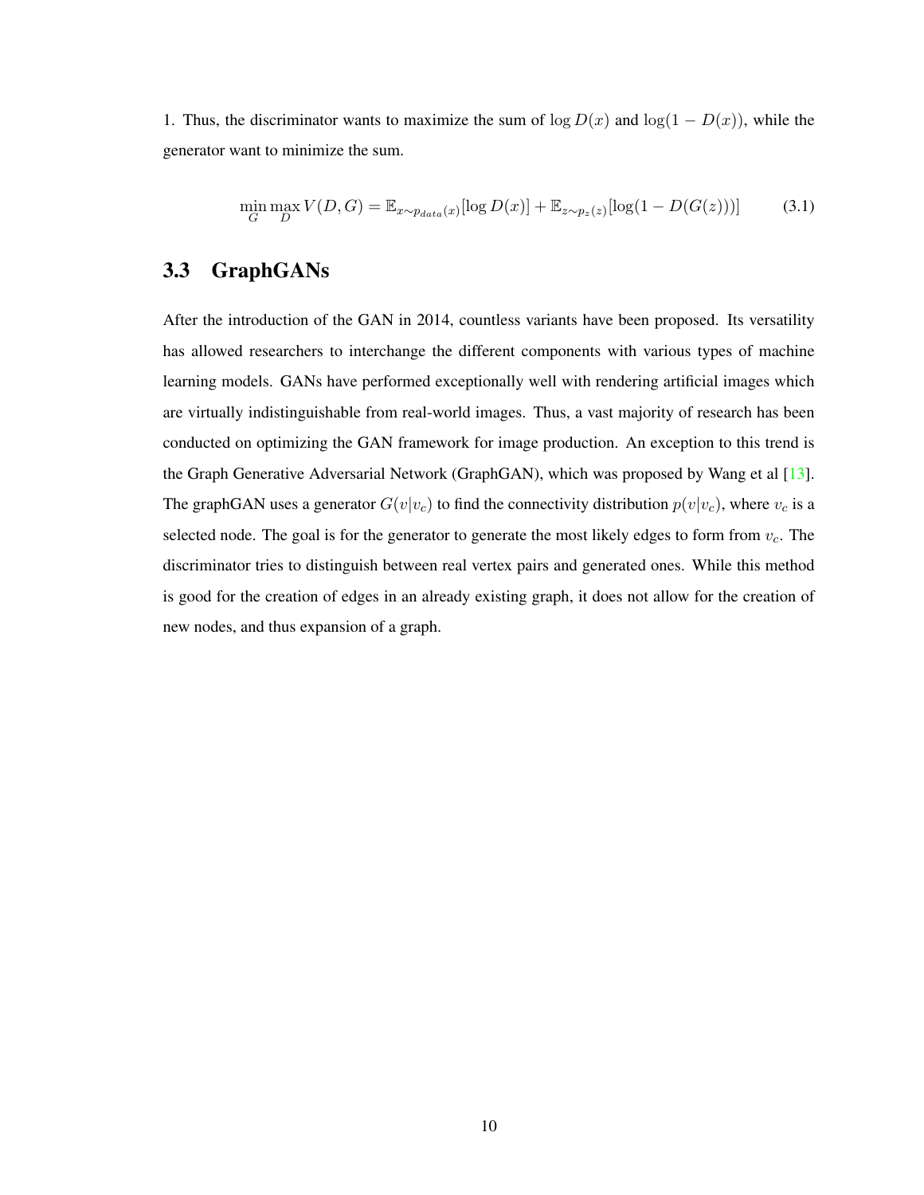1. Thus, the discriminator wants to maximize the sum of $\log D(x)$ and $\log(1 - D(x))$, while the generator want to minimize the sum.

$$\min_G \max_D V(D, G) = \mathbb{E}_{x \sim p_{data}(x)}[\log D(x)] + \mathbb{E}_{z \sim p_z(z)}[\log(1 - D(G(z)))] \tag{3.1}$$

## 3.3 GraphGANs

After the introduction of the GAN in 2014, countless variants have been proposed. Its versatility has allowed researchers to interchange the different components with various types of machine learning models. GANs have performed exceptionally well with rendering artificial images which are virtually indistinguishable from real-world images. Thus, a vast majority of research has been conducted on optimizing the GAN framework for image production. An exception to this trend is the Graph Generative Adversarial Network (GraphGAN), which was proposed by Wang et al [13]. The graphGAN uses a generator $G(v|v_c)$ to find the connectivity distribution $p(v|v_c)$, where $v_c$ is a selected node. The goal is for the generator to generate the most likely edges to form from $v_c$. The discriminator tries to distinguish between real vertex pairs and generated ones. While this method is good for the creation of edges in an already existing graph, it does not allow for the creation of new nodes, and thus expansion of a graph.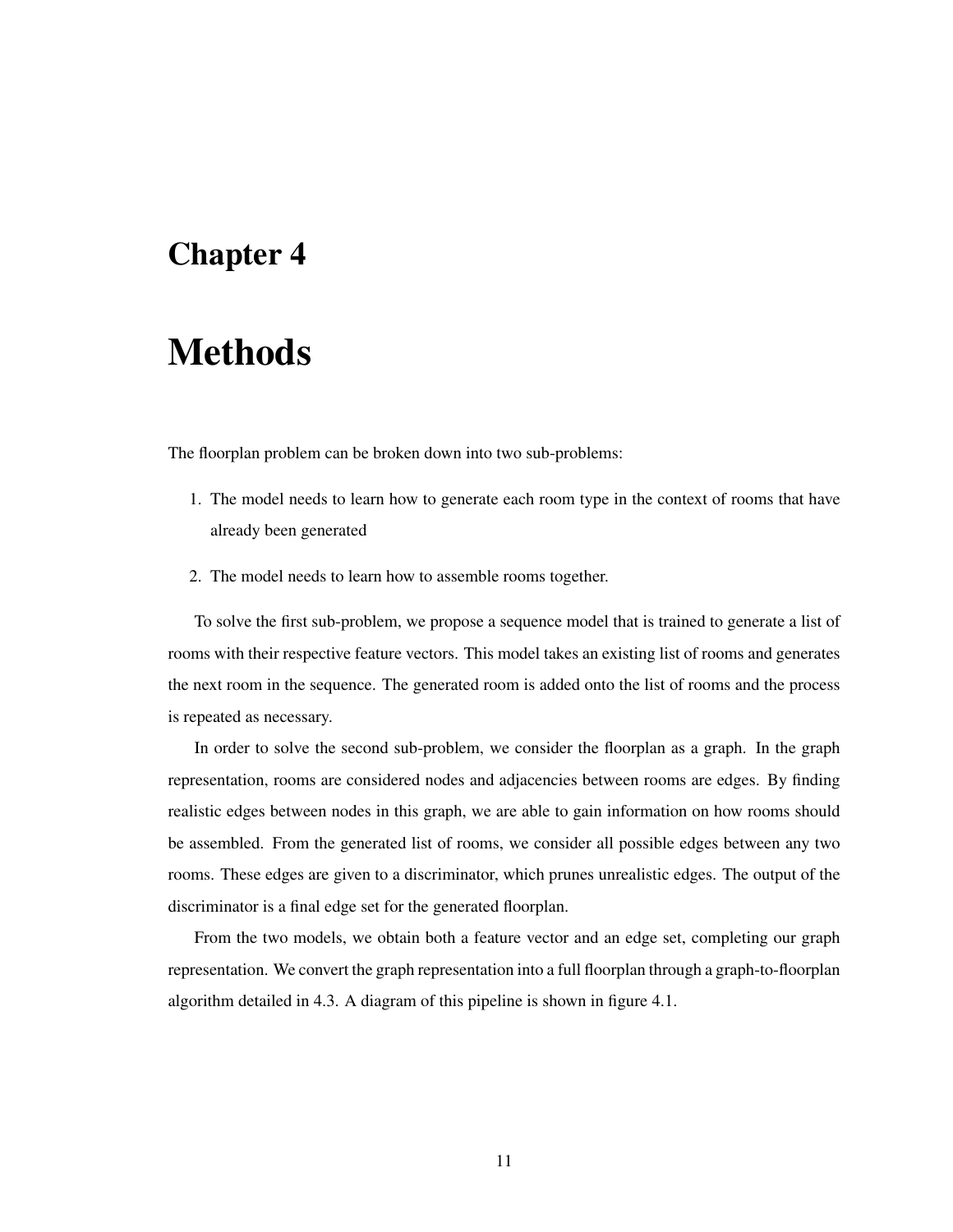# Chapter 4

# Methods

The floorplan problem can be broken down into two sub-problems:

1. The model needs to learn how to generate each room type in the context of rooms that have already been generated

2. The model needs to learn how to assemble rooms together.

To solve the first sub-problem, we propose a sequence model that is trained to generate a list of rooms with their respective feature vectors. This model takes an existing list of rooms and generates the next room in the sequence. The generated room is added onto the list of rooms and the process is repeated as necessary.

In order to solve the second sub-problem, we consider the floorplan as a graph. In the graph representation, rooms are considered nodes and adjacencies between rooms are edges. By finding realistic edges between nodes in this graph, we are able to gain information on how rooms should be assembled. From the generated list of rooms, we consider all possible edges between any two rooms. These edges are given to a discriminator, which prunes unrealistic edges. The output of the discriminator is a final edge set for the generated floorplan.

From the two models, we obtain both a feature vector and an edge set, completing our graph representation. We convert the graph representation into a full floorplan through a graph-to-floorplan algorithm detailed in 4.3. A diagram of this pipeline is shown in figure 4.1.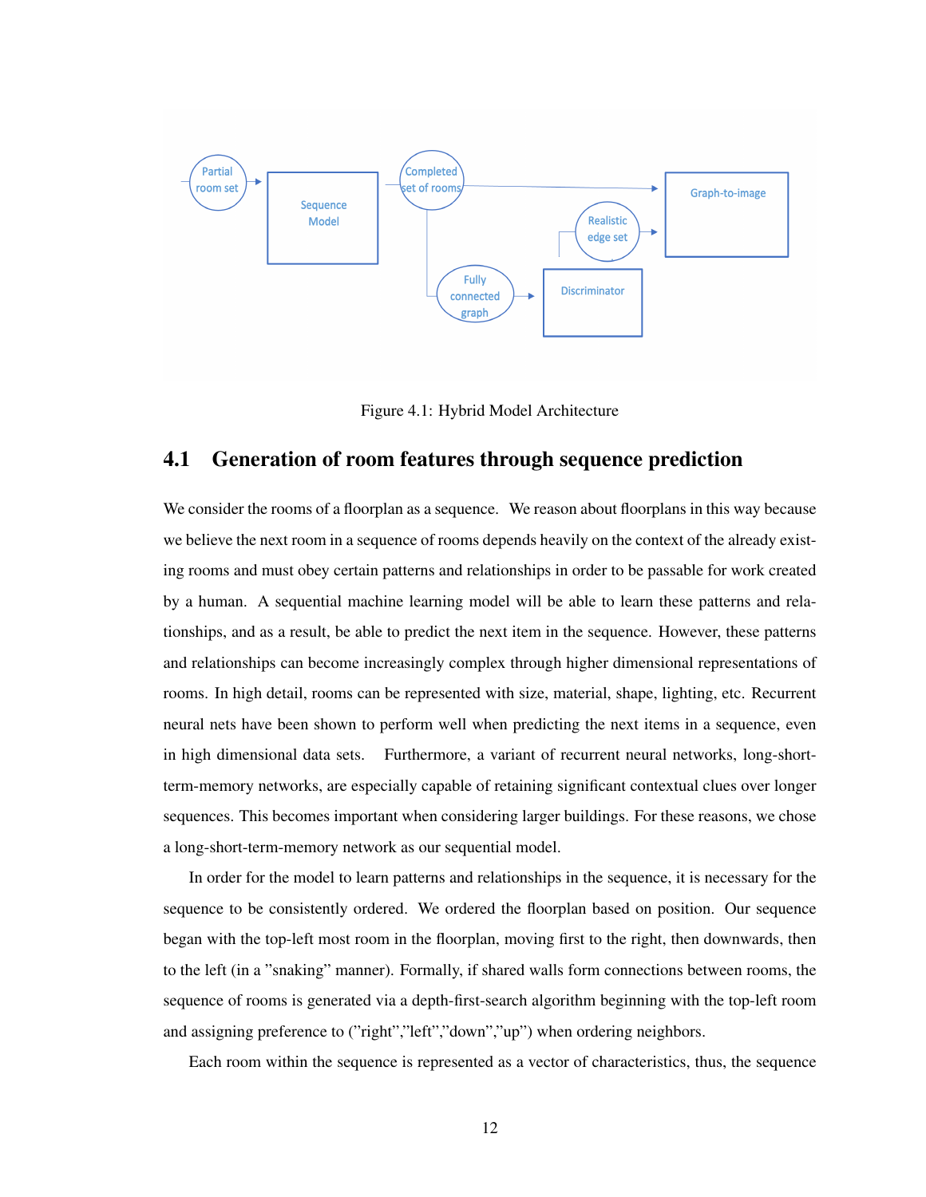Figure 4.1: Hybrid Model Architecture

## 4.1 Generation of room features through sequence prediction

We consider the rooms of a floorplan as a sequence. We reason about floorplans in this way because we believe the next room in a sequence of rooms depends heavily on the context of the already existing rooms and must obey certain patterns and relationships in order to be passable for work created by a human. A sequential machine learning model will be able to learn these patterns and relationships, and as a result, be able to predict the next item in the sequence. However, these patterns and relationships can become increasingly complex through higher dimensional representations of rooms. In high detail, rooms can be represented with size, material, shape, lighting, etc. Recurrent neural nets have been shown to perform well when predicting the next items in a sequence, even in high dimensional data sets. Furthermore, a variant of recurrent neural networks, long-short-term-memory networks, are especially capable of retaining significant contextual clues over longer sequences. This becomes important when considering larger buildings. For these reasons, we chose a long-short-term-memory network as our sequential model.

In order for the model to learn patterns and relationships in the sequence, it is necessary for the sequence to be consistently ordered. We ordered the floorplan based on position. Our sequence began with the top-left most room in the floorplan, moving first to the right, then downwards, then to the left (in a "snaking" manner). Formally, if shared walls form connections between rooms, the sequence of rooms is generated via a depth-first-search algorithm beginning with the top-left room and assigning preference to ("right","left","down","up") when ordering neighbors.

Each room within the sequence is represented as a vector of characteristics, thus, the sequence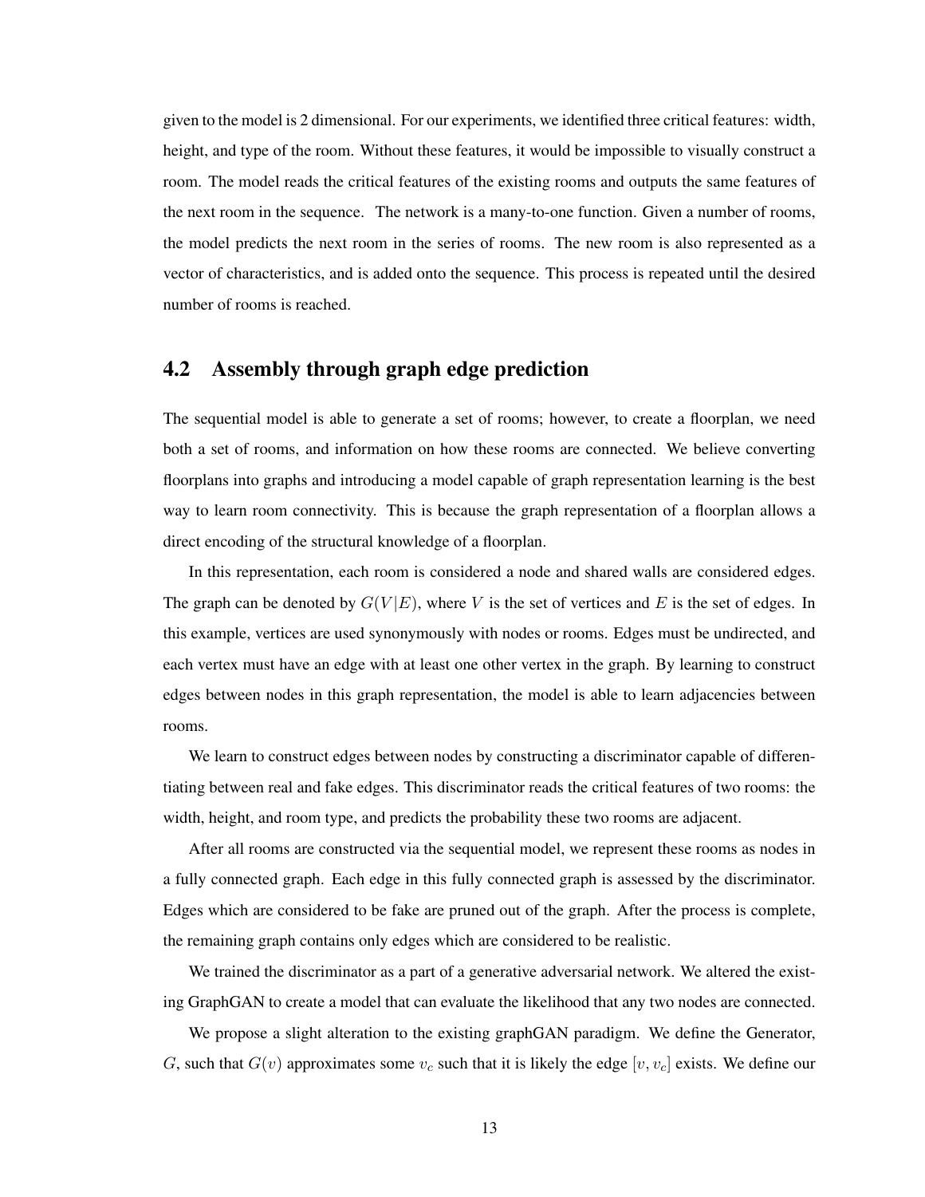given to the model is 2 dimensional. For our experiments, we identified three critical features: width, height, and type of the room. Without these features, it would be impossible to visually construct a room. The model reads the critical features of the existing rooms and outputs the same features of the next room in the sequence. The network is a many-to-one function. Given a number of rooms, the model predicts the next room in the series of rooms. The new room is also represented as a vector of characteristics, and is added onto the sequence. This process is repeated until the desired number of rooms is reached.

## 4.2 Assembly through graph edge prediction

The sequential model is able to generate a set of rooms; however, to create a floorplan, we need both a set of rooms, and information on how these rooms are connected. We believe converting floorplans into graphs and introducing a model capable of graph representation learning is the best way to learn room connectivity. This is because the graph representation of a floorplan allows a direct encoding of the structural knowledge of a floorplan.

In this representation, each room is considered a node and shared walls are considered edges. The graph can be denoted by $G(V|E)$, where $V$ is the set of vertices and $E$ is the set of edges. In this example, vertices are used synonymously with nodes or rooms. Edges must be undirected, and each vertex must have an edge with at least one other vertex in the graph. By learning to construct edges between nodes in this graph representation, the model is able to learn adjacencies between rooms.

We learn to construct edges between nodes by constructing a discriminator capable of differentiating between real and fake edges. This discriminator reads the critical features of two rooms: the width, height, and room type, and predicts the probability these two rooms are adjacent.

After all rooms are constructed via the sequential model, we represent these rooms as nodes in a fully connected graph. Each edge in this fully connected graph is assessed by the discriminator. Edges which are considered to be fake are pruned out of the graph. After the process is complete, the remaining graph contains only edges which are considered to be realistic.

We trained the discriminator as a part of a generative adversarial network. We altered the existing GraphGAN to create a model that can evaluate the likelihood that any two nodes are connected.

We propose a slight alteration to the existing graphGAN paradigm. We define the Generator, $G$, such that $G(v)$ approximates some $v_c$ such that it is likely the edge $[v, v_c]$ exists. We define our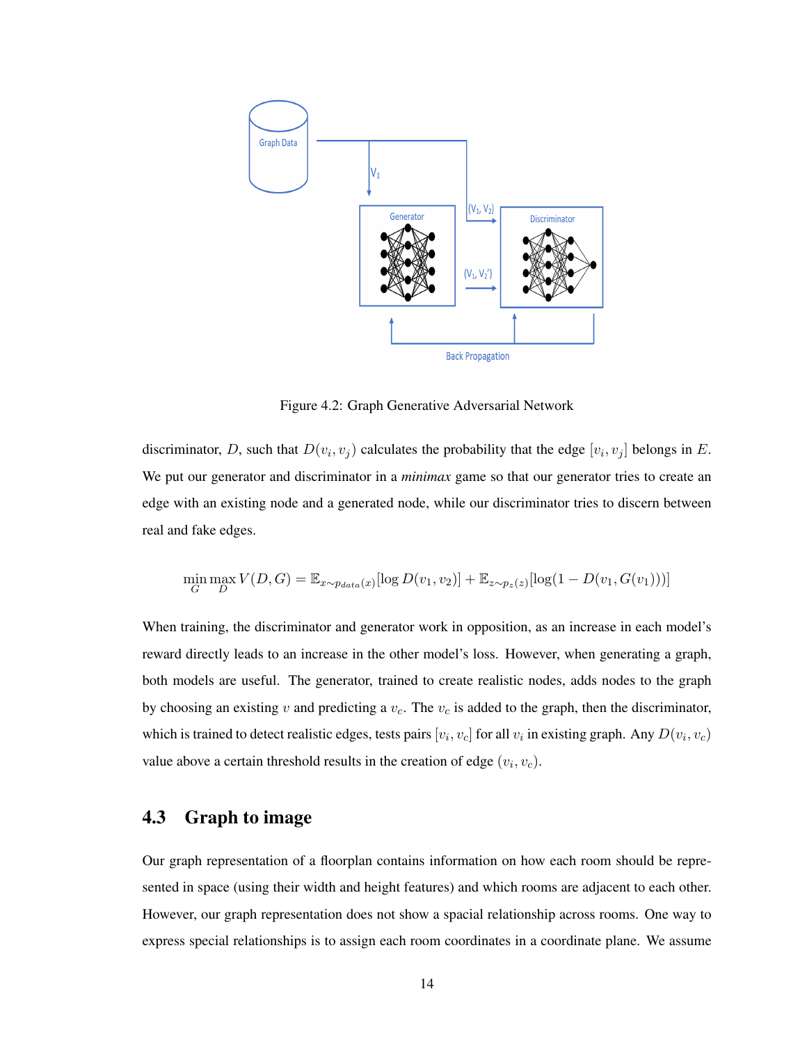Figure 4.2: Graph Generative Adversarial Network

discriminator, $D$, such that $D(v_i, v_j)$ calculates the probability that the edge $[v_i, v_j]$ belongs in $E$. We put our generator and discriminator in a *minimax* game so that our generator tries to create an edge with an existing node and a generated node, while our discriminator tries to discern between real and fake edges.

$$\min_G \max_D V(D,G) = \mathbb{E}_{x \sim p_{data}(x)}[\log D(v_1, v_2)] + \mathbb{E}_{z \sim p_z(z)}[\log(1 - D(v_1, G(v_1)))]$$

When training, the discriminator and generator work in opposition, as an increase in each model's reward directly leads to an increase in the other model's loss. However, when generating a graph, both models are useful. The generator, trained to create realistic nodes, adds nodes to the graph by choosing an existing $v$ and predicting a $v_c$. The $v_c$ is added to the graph, then the discriminator, which is trained to detect realistic edges, tests pairs $[v_i, v_c]$ for all $v_i$ in existing graph. Any $D(v_i, v_c)$ value above a certain threshold results in the creation of edge $(v_i, v_c)$.

## 4.3 Graph to image

Our graph representation of a floorplan contains information on how each room should be represented in space (using their width and height features) and which rooms are adjacent to each other. However, our graph representation does not show a spacial relationship across rooms. One way to express special relationships is to assign each room coordinates in a coordinate plane. We assume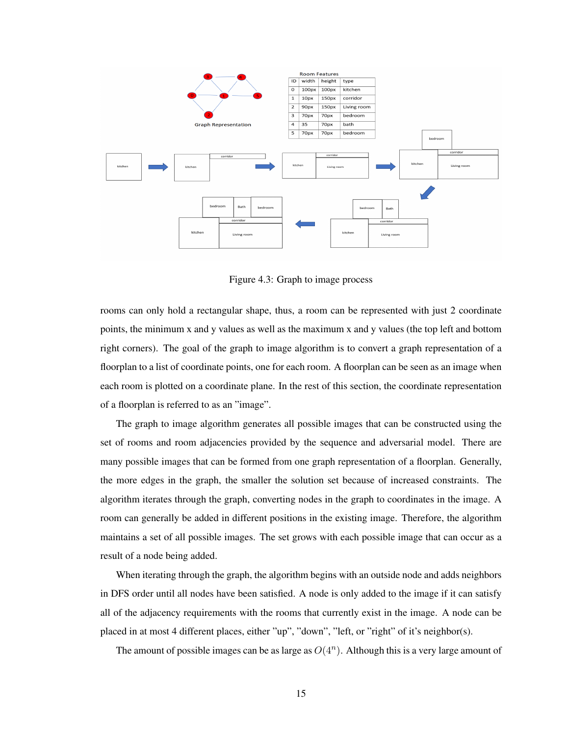Figure 4.3: Graph to image process

rooms can only hold a rectangular shape, thus, a room can be represented with just 2 coordinate points, the minimum x and y values as well as the maximum x and y values (the top left and bottom right corners). The goal of the graph to image algorithm is to convert a graph representation of a floorplan to a list of coordinate points, one for each room. A floorplan can be seen as an image when each room is plotted on a coordinate plane. In the rest of this section, the coordinate representation of a floorplan is referred to as an "image".

The graph to image algorithm generates all possible images that can be constructed using the set of rooms and room adjacencies provided by the sequence and adversarial model. There are many possible images that can be formed from one graph representation of a floorplan. Generally, the more edges in the graph, the smaller the solution set because of increased constraints. The algorithm iterates through the graph, converting nodes in the graph to coordinates in the image. A room can generally be added in different positions in the existing image. Therefore, the algorithm maintains a set of all possible images. The set grows with each possible image that can occur as a result of a node being added.

When iterating through the graph, the algorithm begins with an outside node and adds neighbors in DFS order until all nodes have been satisfied. A node is only added to the image if it can satisfy all of the adjacency requirements with the rooms that currently exist in the image. A node can be placed in at most 4 different places, either "up", "down", "left, or "right" of it's neighbor(s).

The amount of possible images can be as large as $O(4^n)$. Although this is a very large amount of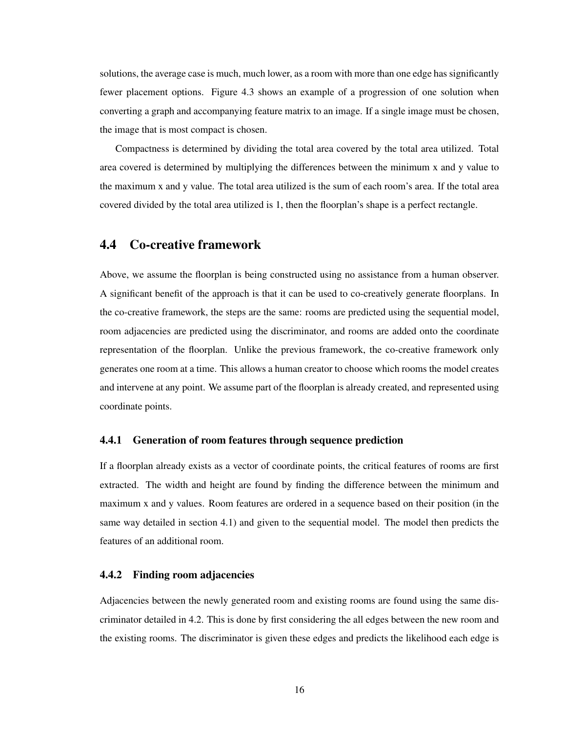solutions, the average case is much, much lower, as a room with more than one edge has significantly fewer placement options. Figure 4.3 shows an example of a progression of one solution when converting a graph and accompanying feature matrix to an image. If a single image must be chosen, the image that is most compact is chosen.

Compactness is determined by dividing the total area covered by the total area utilized. Total area covered is determined by multiplying the differences between the minimum x and y value to the maximum x and y value. The total area utilized is the sum of each room's area. If the total area covered divided by the total area utilized is 1, then the floorplan's shape is a perfect rectangle.

## 4.4 Co-creative framework

Above, we assume the floorplan is being constructed using no assistance from a human observer. A significant benefit of the approach is that it can be used to co-creatively generate floorplans. In the co-creative framework, the steps are the same: rooms are predicted using the sequential model, room adjacencies are predicted using the discriminator, and rooms are added onto the coordinate representation of the floorplan. Unlike the previous framework, the co-creative framework only generates one room at a time. This allows a human creator to choose which rooms the model creates and intervene at any point. We assume part of the floorplan is already created, and represented using coordinate points.

### 4.4.1 Generation of room features through sequence prediction

If a floorplan already exists as a vector of coordinate points, the critical features of rooms are first extracted. The width and height are found by finding the difference between the minimum and maximum x and y values. Room features are ordered in a sequence based on their position (in the same way detailed in section 4.1) and given to the sequential model. The model then predicts the features of an additional room.

### 4.4.2 Finding room adjacencies

Adjacencies between the newly generated room and existing rooms are found using the same discriminator detailed in 4.2. This is done by first considering the all edges between the new room and the existing rooms. The discriminator is given these edges and predicts the likelihood each edge is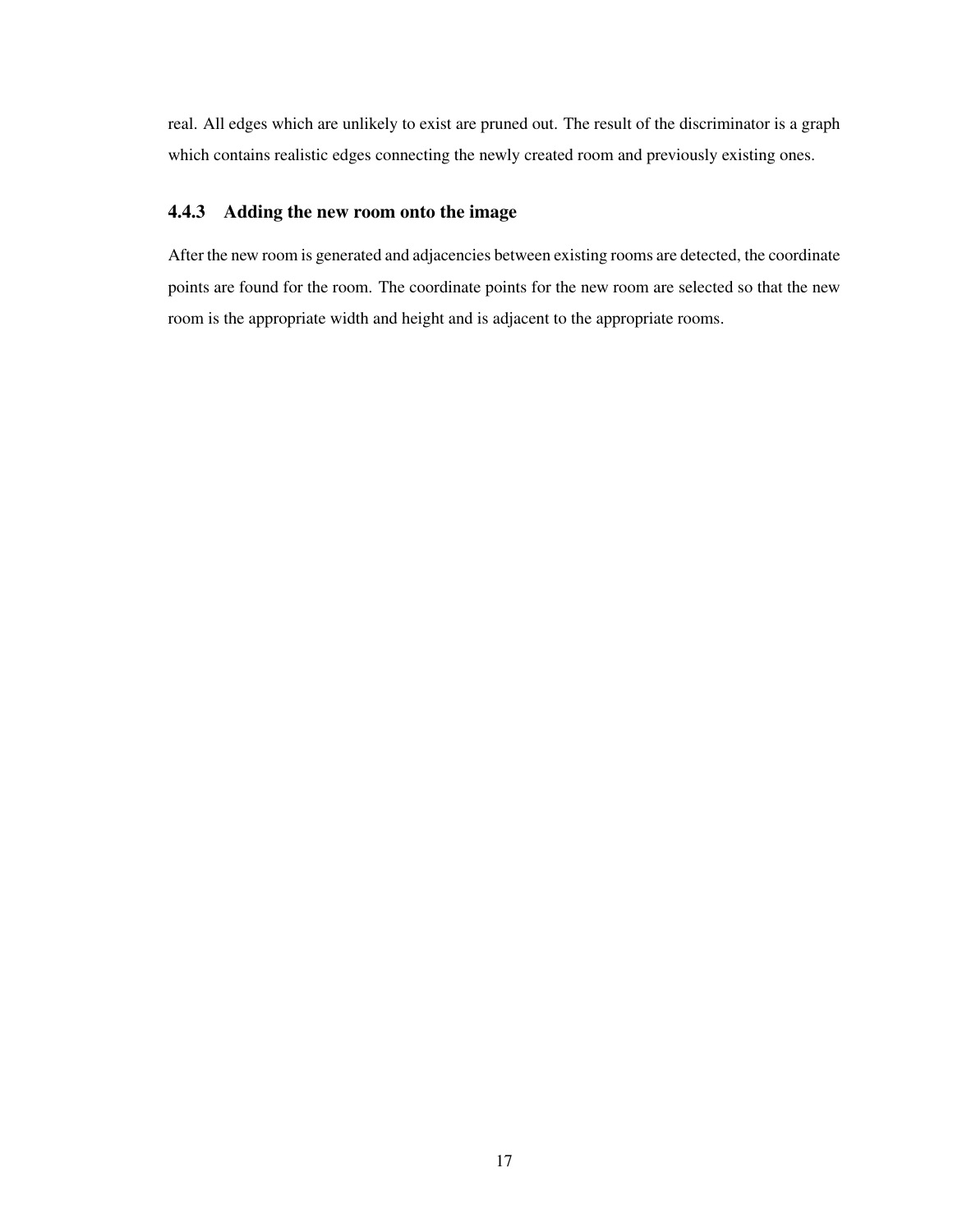real. All edges which are unlikely to exist are pruned out. The result of the discriminator is a graph which contains realistic edges connecting the newly created room and previously existing ones.

### 4.4.3 Adding the new room onto the image

After the new room is generated and adjacencies between existing rooms are detected, the coordinate points are found for the room. The coordinate points for the new room are selected so that the new room is the appropriate width and height and is adjacent to the appropriate rooms.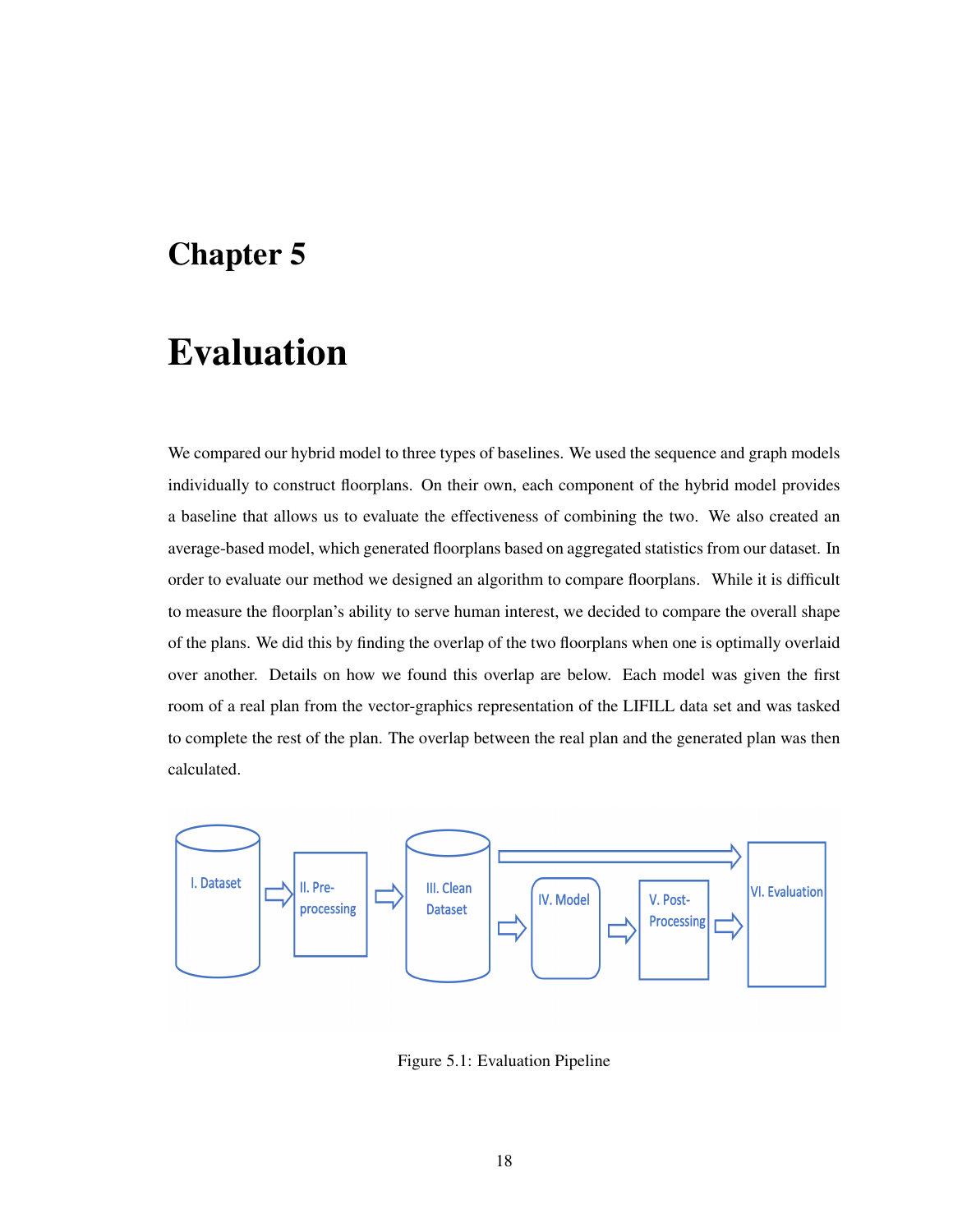# Chapter 5

# Evaluation

We compared our hybrid model to three types of baselines. We used the sequence and graph models individually to construct floorplans. On their own, each component of the hybrid model provides a baseline that allows us to evaluate the effectiveness of combining the two. We also created an average-based model, which generated floorplans based on aggregated statistics from our dataset. In order to evaluate our method we designed an algorithm to compare floorplans. While it is difficult to measure the floorplan's ability to serve human interest, we decided to compare the overall shape of the plans. We did this by finding the overlap of the two floorplans when one is optimally overlaid over another. Details on how we found this overlap are below. Each model was given the first room of a real plan from the vector-graphics representation of the LIFILL data set and was tasked to complete the rest of the plan. The overlap between the real plan and the generated plan was then calculated.

Figure 5.1: Evaluation Pipeline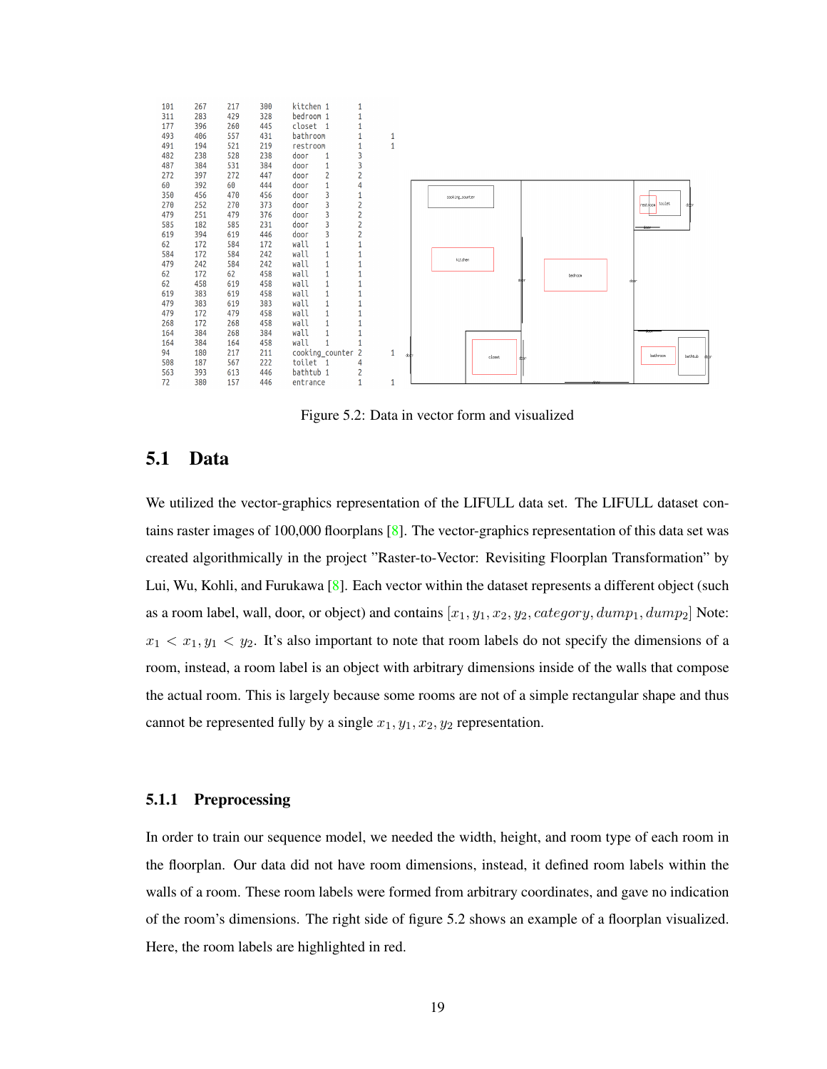| | | | | | | | |
|---|---|---|---|---|---|---|---|
| 101 | 267 | 217 | 300 | kitchen | 1 | 1 | |
| 311 | 283 | 429 | 328 | bedroom | 1 | 1 | |
| 177 | 396 | 260 | 445 | closet | 1 | 1 | |
| 493 | 406 | 557 | 431 | bathroom | | 1 | 1 |
| 491 | 194 | 521 | 219 | restroom | | 1 | 1 |
| 482 | 238 | 528 | 238 | door | 1 | 3 | |
| 487 | 384 | 531 | 384 | door | 1 | 3 | |
| 272 | 397 | 272 | 447 | door | 2 | 2 | |
| 60 | 392 | 60 | 444 | door | 1 | 4 | |
| 350 | 456 | 470 | 456 | door | 3 | 1 | |
| 270 | 252 | 270 | 373 | door | 3 | 2 | |
| 479 | 251 | 479 | 376 | door | 3 | 2 | |
| 585 | 182 | 585 | 231 | door | 3 | 2 | |
| 619 | 394 | 619 | 446 | door | 3 | 2 | |
| 62 | 172 | 584 | 172 | wall | 1 | 1 | |
| 584 | 172 | 584 | 242 | wall | 1 | 1 | |
| 479 | 242 | 584 | 242 | wall | 1 | 1 | |
| 62 | 172 | 62 | 458 | wall | 1 | 1 | |
| 62 | 458 | 619 | 458 | wall | 1 | 1 | |
| 619 | 383 | 619 | 458 | wall | 1 | 1 | |
| 479 | 383 | 619 | 383 | wall | 1 | 1 | |
| 479 | 172 | 479 | 458 | wall | 1 | 1 | |
| 268 | 172 | 268 | 458 | wall | 1 | 1 | |
| 164 | 384 | 268 | 384 | wall | 1 | 1 | |
| 164 | 384 | 164 | 458 | wall | 1 | 1 | |
| 94 | 180 | 217 | 211 | cooking_counter | 2 | | 1 |
| 508 | 187 | 567 | 222 | toilet | 1 | 4 | |
| 563 | 393 | 613 | 446 | bathtub | 1 | 2 | |
| 72 | 380 | 157 | 446 | entrance | | 1 | 1 |

Figure 5.2: Data in vector form and visualized

## 5.1 Data

We utilized the vector-graphics representation of the LIFULL data set. The LIFULL dataset contains raster images of 100,000 floorplans [8]. The vector-graphics representation of this data set was created algorithmically in the project "Raster-to-Vector: Revisiting Floorplan Transformation" by Lui, Wu, Kohli, and Furukawa [8]. Each vector within the dataset represents a different object (such as a room label, wall, door, or object) and contains $[x_1, y_1, x_2, y_2, category, dump_1, dump_2]$ Note: $x_1 < x_1, y_1 < y_2$. It's also important to note that room labels do not specify the dimensions of a room, instead, a room label is an object with arbitrary dimensions inside of the walls that compose the actual room. This is largely because some rooms are not of a simple rectangular shape and thus cannot be represented fully by a single $x_1, y_1, x_2, y_2$ representation.

### 5.1.1 Preprocessing

In order to train our sequence model, we needed the width, height, and room type of each room in the floorplan. Our data did not have room dimensions, instead, it defined room labels within the walls of a room. These room labels were formed from arbitrary coordinates, and gave no indication of the room's dimensions. The right side of figure 5.2 shows an example of a floorplan visualized. Here, the room labels are highlighted in red.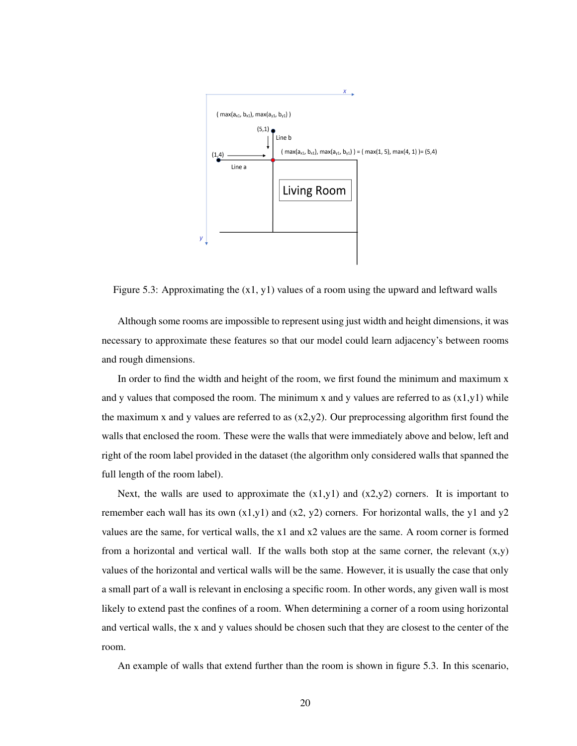Figure 5.3: Approximating the (x1, y1) values of a room using the upward and leftward walls

Although some rooms are impossible to represent using just width and height dimensions, it was necessary to approximate these features so that our model could learn adjacency's between rooms and rough dimensions.

In order to find the width and height of the room, we first found the minimum and maximum x and y values that composed the room. The minimum x and y values are referred to as (x1,y1) while the maximum x and y values are referred to as (x2,y2). Our preprocessing algorithm first found the walls that enclosed the room. These were the walls that were immediately above and below, left and right of the room label provided in the dataset (the algorithm only considered walls that spanned the full length of the room label).

Next, the walls are used to approximate the (x1,y1) and (x2,y2) corners. It is important to remember each wall has its own (x1,y1) and (x2, y2) corners. For horizontal walls, the y1 and y2 values are the same, for vertical walls, the x1 and x2 values are the same. A room corner is formed from a horizontal and vertical wall. If the walls both stop at the same corner, the relevant (x,y) values of the horizontal and vertical walls will be the same. However, it is usually the case that only a small part of a wall is relevant in enclosing a specific room. In other words, any given wall is most likely to extend past the confines of a room. When determining a corner of a room using horizontal and vertical walls, the x and y values should be chosen such that they are closest to the center of the room.

An example of walls that extend further than the room is shown in figure 5.3. In this scenario,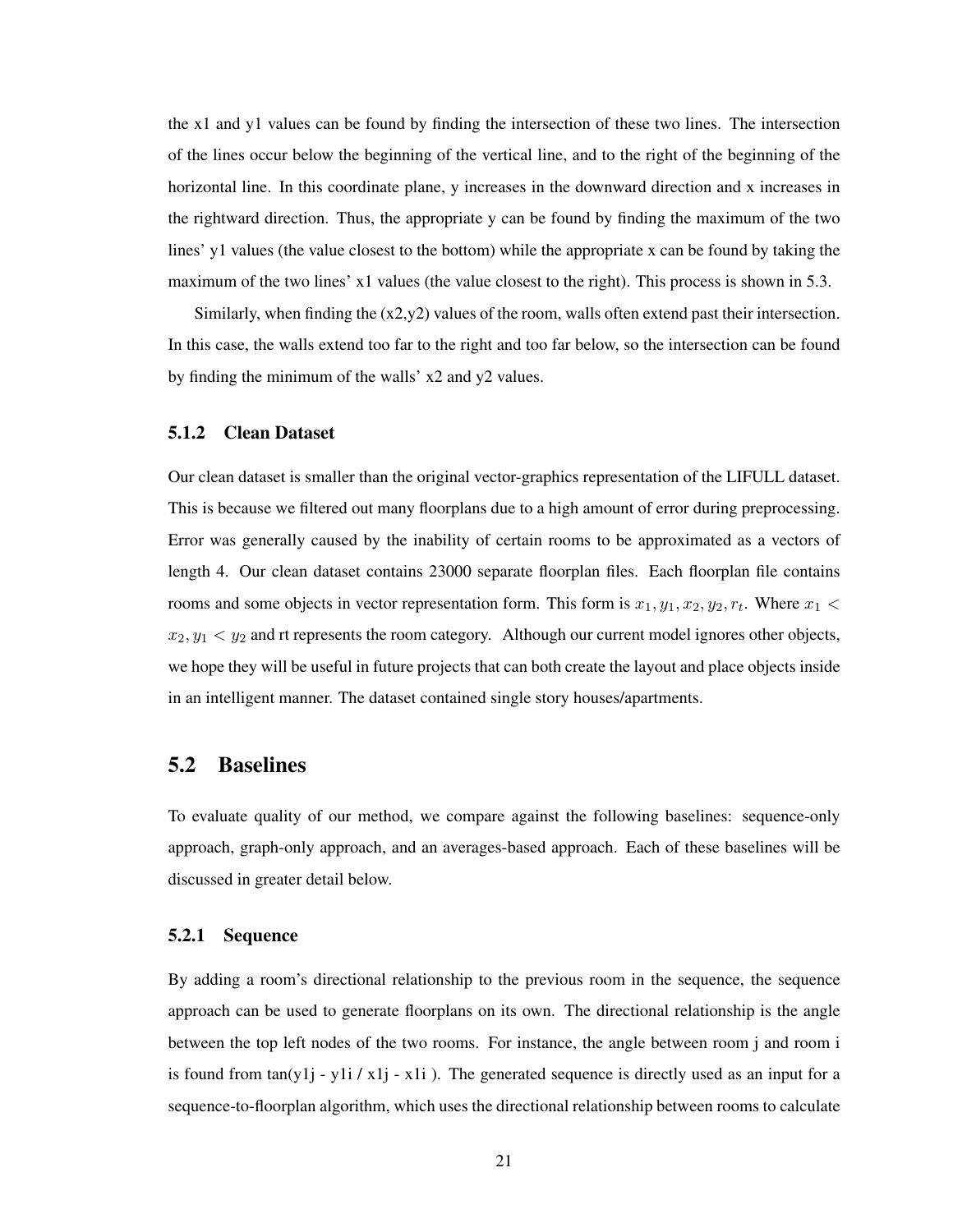the x1 and y1 values can be found by finding the intersection of these two lines. The intersection of the lines occur below the beginning of the vertical line, and to the right of the beginning of the horizontal line. In this coordinate plane, y increases in the downward direction and x increases in the rightward direction. Thus, the appropriate y can be found by finding the maximum of the two lines' y1 values (the value closest to the bottom) while the appropriate x can be found by taking the maximum of the two lines' x1 values (the value closest to the right). This process is shown in 5.3.

Similarly, when finding the (x2,y2) values of the room, walls often extend past their intersection. In this case, the walls extend too far to the right and too far below, so the intersection can be found by finding the minimum of the walls' x2 and y2 values.

### 5.1.2 Clean Dataset

Our clean dataset is smaller than the original vector-graphics representation of the LIFULL dataset. This is because we filtered out many floorplans due to a high amount of error during preprocessing. Error was generally caused by the inability of certain rooms to be approximated as a vectors of length 4. Our clean dataset contains 23000 separate floorplan files. Each floorplan file contains rooms and some objects in vector representation form. This form is $x_1, y_1, x_2, y_2, r_t$. Where $x_1 < x_2, y_1 < y_2$ and rt represents the room category. Although our current model ignores other objects, we hope they will be useful in future projects that can both create the layout and place objects inside in an intelligent manner. The dataset contained single story houses/apartments.

## 5.2 Baselines

To evaluate quality of our method, we compare against the following baselines: sequence-only approach, graph-only approach, and an averages-based approach. Each of these baselines will be discussed in greater detail below.

### 5.2.1 Sequence

By adding a room's directional relationship to the previous room in the sequence, the sequence approach can be used to generate floorplans on its own. The directional relationship is the angle between the top left nodes of the two rooms. For instance, the angle between room j and room i is found from tan(y1j - y1i / x1j - x1i ). The generated sequence is directly used as an input for a sequence-to-floorplan algorithm, which uses the directional relationship between rooms to calculate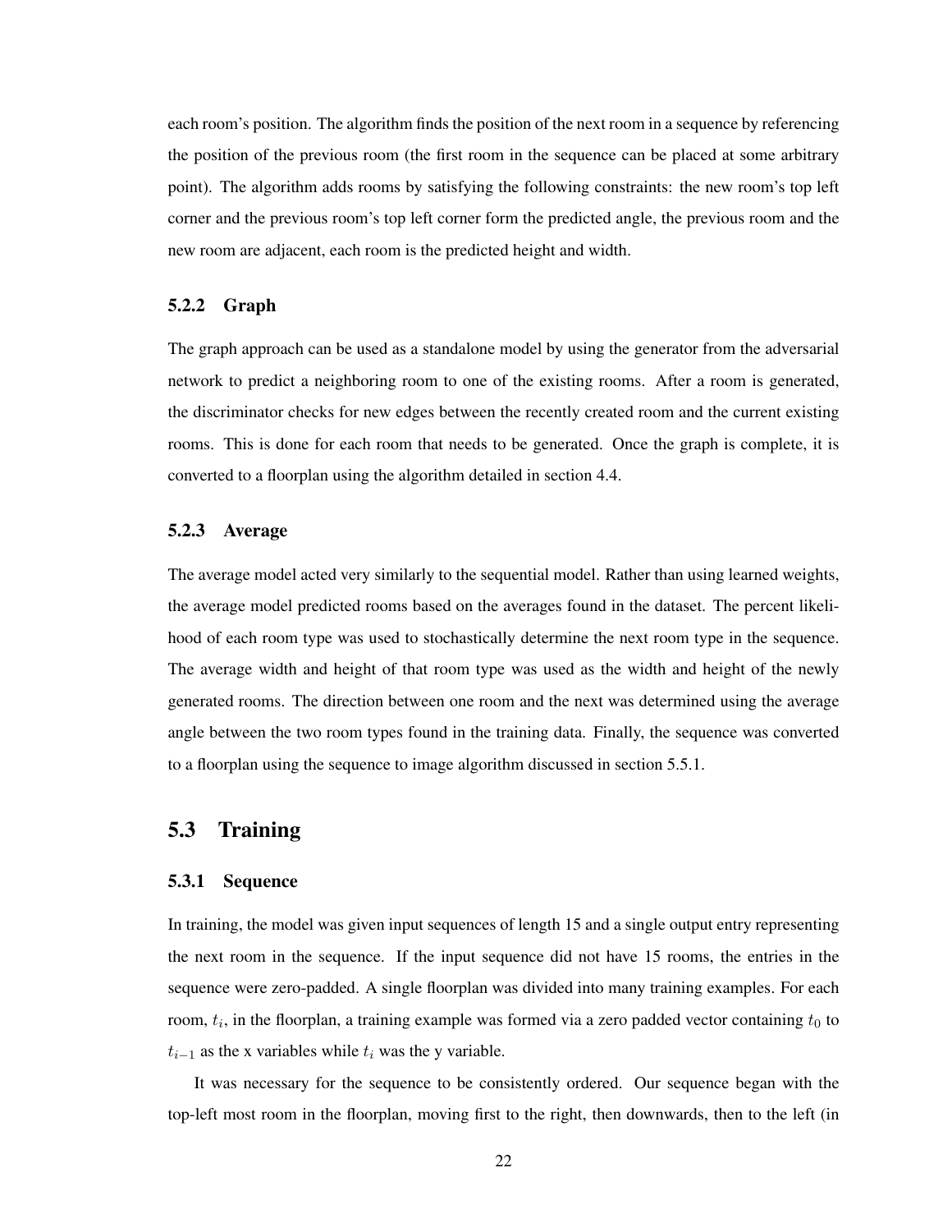each room's position. The algorithm finds the position of the next room in a sequence by referencing the position of the previous room (the first room in the sequence can be placed at some arbitrary point). The algorithm adds rooms by satisfying the following constraints: the new room's top left corner and the previous room's top left corner form the predicted angle, the previous room and the new room are adjacent, each room is the predicted height and width.

### 5.2.2 Graph

The graph approach can be used as a standalone model by using the generator from the adversarial network to predict a neighboring room to one of the existing rooms. After a room is generated, the discriminator checks for new edges between the recently created room and the current existing rooms. This is done for each room that needs to be generated. Once the graph is complete, it is converted to a floorplan using the algorithm detailed in section 4.4.

### 5.2.3 Average

The average model acted very similarly to the sequential model. Rather than using learned weights, the average model predicted rooms based on the averages found in the dataset. The percent likelihood of each room type was used to stochastically determine the next room type in the sequence. The average width and height of that room type was used as the width and height of the newly generated rooms. The direction between one room and the next was determined using the average angle between the two room types found in the training data. Finally, the sequence was converted to a floorplan using the sequence to image algorithm discussed in section 5.5.1.

## 5.3 Training

### 5.3.1 Sequence

In training, the model was given input sequences of length 15 and a single output entry representing the next room in the sequence. If the input sequence did not have 15 rooms, the entries in the sequence were zero-padded. A single floorplan was divided into many training examples. For each room, $t_i$, in the floorplan, a training example was formed via a zero padded vector containing $t_0$ to $t_{i-1}$ as the x variables while $t_i$ was the y variable.

It was necessary for the sequence to be consistently ordered. Our sequence began with the top-left most room in the floorplan, moving first to the right, then downwards, then to the left (in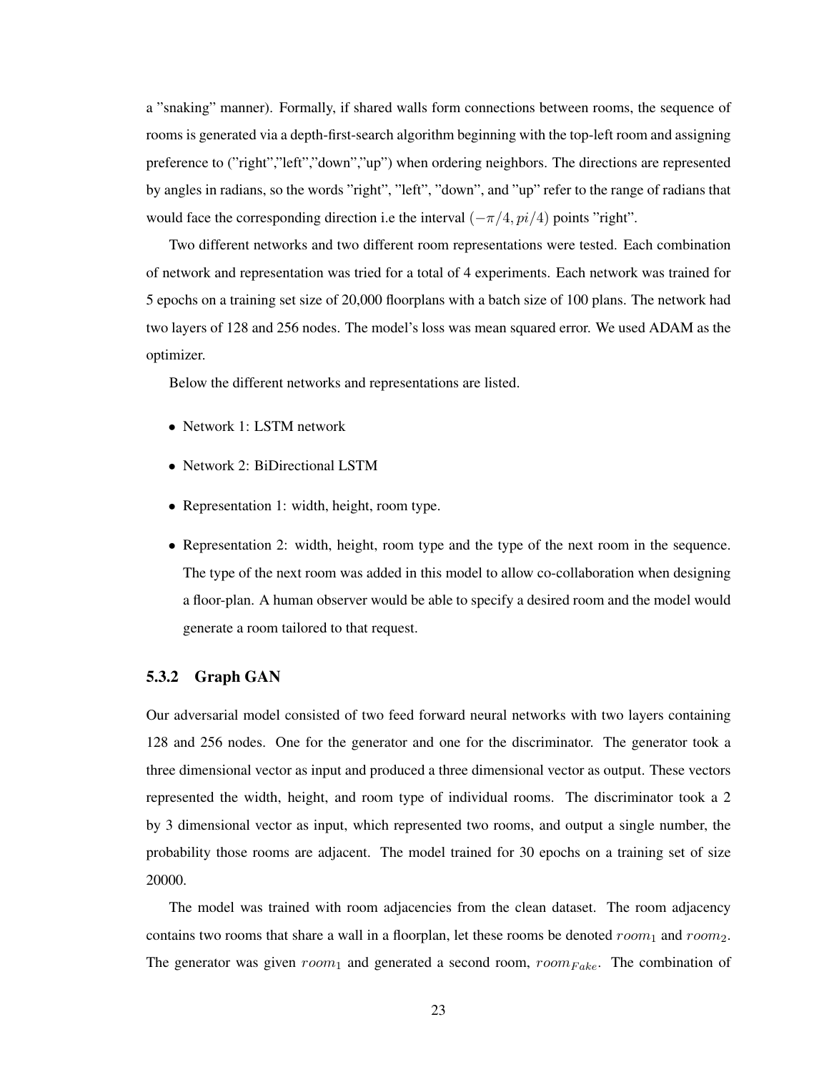a "snaking" manner). Formally, if shared walls form connections between rooms, the sequence of rooms is generated via a depth-first-search algorithm beginning with the top-left room and assigning preference to ("right","left","down","up") when ordering neighbors. The directions are represented by angles in radians, so the words "right", "left", "down", and "up" refer to the range of radians that would face the corresponding direction i.e the interval $(-\pi/4, pi/4)$ points "right".

Two different networks and two different room representations were tested. Each combination of network and representation was tried for a total of 4 experiments. Each network was trained for 5 epochs on a training set size of 20,000 floorplans with a batch size of 100 plans. The network had two layers of 128 and 256 nodes. The model's loss was mean squared error. We used ADAM as the optimizer.

Below the different networks and representations are listed.

- Network 1: LSTM network
- Network 2: BiDirectional LSTM
- Representation 1: width, height, room type.
- Representation 2: width, height, room type and the type of the next room in the sequence. The type of the next room was added in this model to allow co-collaboration when designing a floor-plan. A human observer would be able to specify a desired room and the model would generate a room tailored to that request.

### 5.3.2 Graph GAN

Our adversarial model consisted of two feed forward neural networks with two layers containing 128 and 256 nodes. One for the generator and one for the discriminator. The generator took a three dimensional vector as input and produced a three dimensional vector as output. These vectors represented the width, height, and room type of individual rooms. The discriminator took a 2 by 3 dimensional vector as input, which represented two rooms, and output a single number, the probability those rooms are adjacent. The model trained for 30 epochs on a training set of size 20000.

The model was trained with room adjacencies from the clean dataset. The room adjacency contains two rooms that share a wall in a floorplan, let these rooms be denoted $room_1$ and $room_2$. The generator was given $room_1$ and generated a second room, $room_{Fake}$. The combination of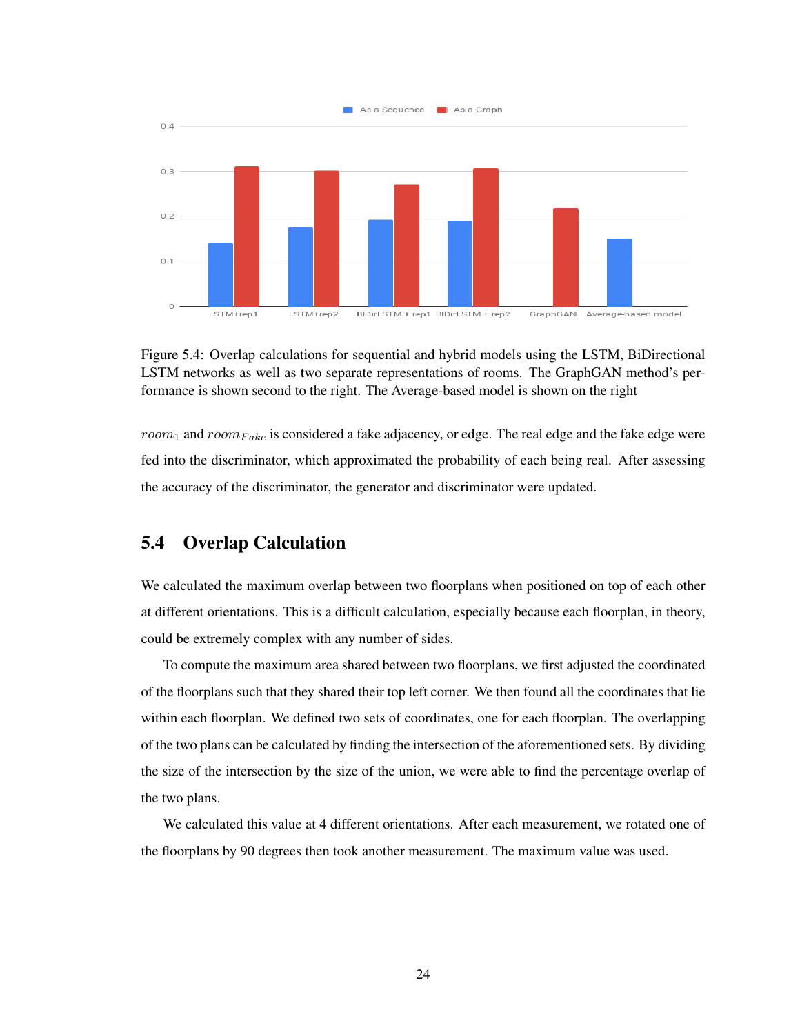Figure 5.4: Overlap calculations for sequential and hybrid models using the LSTM, BiDirectional LSTM networks as well as two separate representations of rooms. The GraphGAN method's performance is shown second to the right. The Average-based model is shown on the right

$room_1$ and $room_{Fake}$ is considered a fake adjacency, or edge. The real edge and the fake edge were fed into the discriminator, which approximated the probability of each being real. After assessing the accuracy of the discriminator, the generator and discriminator were updated.

## 5.4 Overlap Calculation

We calculated the maximum overlap between two floorplans when positioned on top of each other at different orientations. This is a difficult calculation, especially because each floorplan, in theory, could be extremely complex with any number of sides.

To compute the maximum area shared between two floorplans, we first adjusted the coordinated of the floorplans such that they shared their top left corner. We then found all the coordinates that lie within each floorplan. We defined two sets of coordinates, one for each floorplan. The overlapping of the two plans can be calculated by finding the intersection of the aforementioned sets. By dividing the size of the intersection by the size of the union, we were able to find the percentage overlap of the two plans.

We calculated this value at 4 different orientations. After each measurement, we rotated one of the floorplans by 90 degrees then took another measurement. The maximum value was used.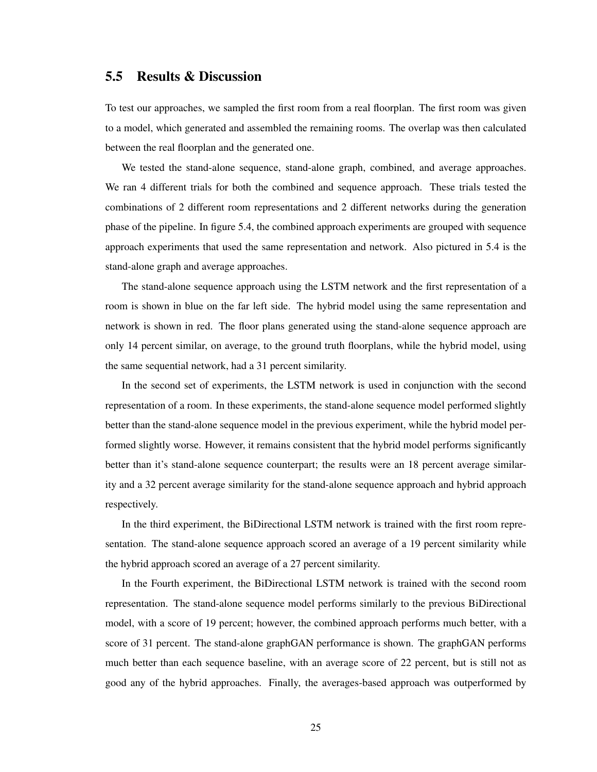## 5.5 Results & Discussion

To test our approaches, we sampled the first room from a real floorplan. The first room was given to a model, which generated and assembled the remaining rooms. The overlap was then calculated between the real floorplan and the generated one.

We tested the stand-alone sequence, stand-alone graph, combined, and average approaches. We ran 4 different trials for both the combined and sequence approach. These trials tested the combinations of 2 different room representations and 2 different networks during the generation phase of the pipeline. In figure 5.4, the combined approach experiments are grouped with sequence approach experiments that used the same representation and network. Also pictured in 5.4 is the stand-alone graph and average approaches.

The stand-alone sequence approach using the LSTM network and the first representation of a room is shown in blue on the far left side. The hybrid model using the same representation and network is shown in red. The floor plans generated using the stand-alone sequence approach are only 14 percent similar, on average, to the ground truth floorplans, while the hybrid model, using the same sequential network, had a 31 percent similarity.

In the second set of experiments, the LSTM network is used in conjunction with the second representation of a room. In these experiments, the stand-alone sequence model performed slightly better than the stand-alone sequence model in the previous experiment, while the hybrid model performed slightly worse. However, it remains consistent that the hybrid model performs significantly better than it's stand-alone sequence counterpart; the results were an 18 percent average similarity and a 32 percent average similarity for the stand-alone sequence approach and hybrid approach respectively.

In the third experiment, the BiDirectional LSTM network is trained with the first room representation. The stand-alone sequence approach scored an average of a 19 percent similarity while the hybrid approach scored an average of a 27 percent similarity.

In the Fourth experiment, the BiDirectional LSTM network is trained with the second room representation. The stand-alone sequence model performs similarly to the previous BiDirectional model, with a score of 19 percent; however, the combined approach performs much better, with a score of 31 percent. The stand-alone graphGAN performance is shown. The graphGAN performs much better than each sequence baseline, with an average score of 22 percent, but is still not as good any of the hybrid approaches. Finally, the averages-based approach was outperformed by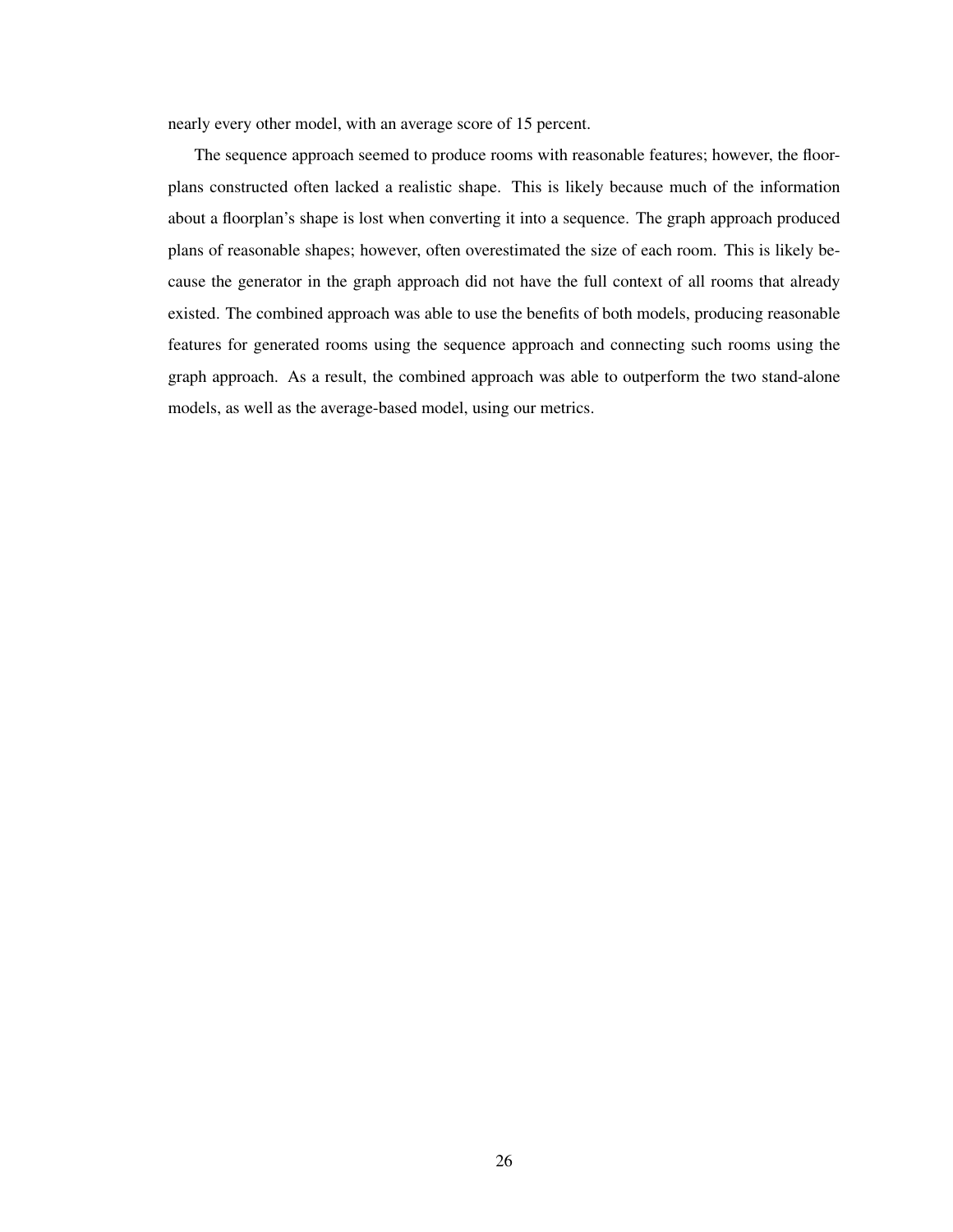nearly every other model, with an average score of 15 percent.

The sequence approach seemed to produce rooms with reasonable features; however, the floorplans constructed often lacked a realistic shape. This is likely because much of the information about a floorplan's shape is lost when converting it into a sequence. The graph approach produced plans of reasonable shapes; however, often overestimated the size of each room. This is likely because the generator in the graph approach did not have the full context of all rooms that already existed. The combined approach was able to use the benefits of both models, producing reasonable features for generated rooms using the sequence approach and connecting such rooms using the graph approach. As a result, the combined approach was able to outperform the two stand-alone models, as well as the average-based model, using our metrics.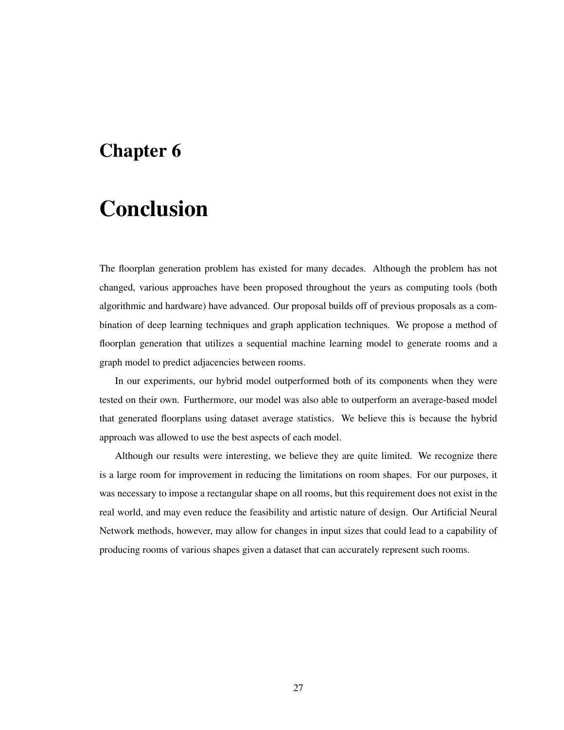# Chapter 6

# Conclusion

The floorplan generation problem has existed for many decades. Although the problem has not changed, various approaches have been proposed throughout the years as computing tools (both algorithmic and hardware) have advanced. Our proposal builds off of previous proposals as a combination of deep learning techniques and graph application techniques. We propose a method of floorplan generation that utilizes a sequential machine learning model to generate rooms and a graph model to predict adjacencies between rooms.

In our experiments, our hybrid model outperformed both of its components when they were tested on their own. Furthermore, our model was also able to outperform an average-based model that generated floorplans using dataset average statistics. We believe this is because the hybrid approach was allowed to use the best aspects of each model.

Although our results were interesting, we believe they are quite limited. We recognize there is a large room for improvement in reducing the limitations on room shapes. For our purposes, it was necessary to impose a rectangular shape on all rooms, but this requirement does not exist in the real world, and may even reduce the feasibility and artistic nature of design. Our Artificial Neural Network methods, however, may allow for changes in input sizes that could lead to a capability of producing rooms of various shapes given a dataset that can accurately represent such rooms.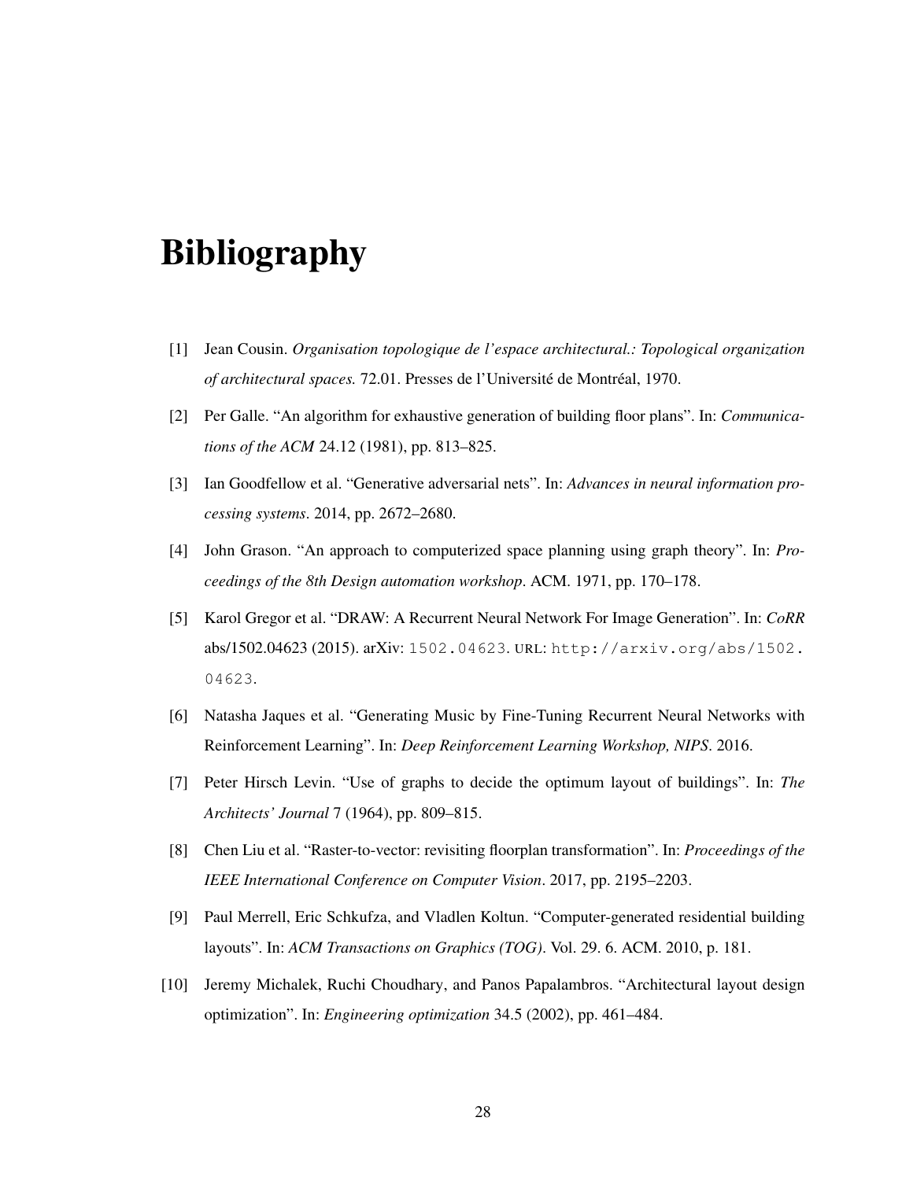# Bibliography

[1] Jean Cousin. *Organisation topologique de l'espace architectural.: Topological organization of architectural spaces.* 72.01. Presses de l'Université de Montréal, 1970.

[2] Per Galle. "An algorithm for exhaustive generation of building floor plans". In: *Communications of the ACM* 24.12 (1981), pp. 813–825.

[3] Ian Goodfellow et al. "Generative adversarial nets". In: *Advances in neural information processing systems*. 2014, pp. 2672–2680.

[4] John Grason. "An approach to computerized space planning using graph theory". In: *Proceedings of the 8th Design automation workshop*. ACM. 1971, pp. 170–178.

[5] Karol Gregor et al. "DRAW: A Recurrent Neural Network For Image Generation". In: *CoRR* abs/1502.04623 (2015). arXiv: `1502.04623`. URL: `http://arxiv.org/abs/1502.04623`.

[6] Natasha Jaques et al. "Generating Music by Fine-Tuning Recurrent Neural Networks with Reinforcement Learning". In: *Deep Reinforcement Learning Workshop, NIPS*. 2016.

[7] Peter Hirsch Levin. "Use of graphs to decide the optimum layout of buildings". In: *The Architects' Journal* 7 (1964), pp. 809–815.

[8] Chen Liu et al. "Raster-to-vector: revisiting floorplan transformation". In: *Proceedings of the IEEE International Conference on Computer Vision*. 2017, pp. 2195–2203.

[9] Paul Merrell, Eric Schkufza, and Vladlen Koltun. "Computer-generated residential building layouts". In: *ACM Transactions on Graphics (TOG)*. Vol. 29. 6. ACM. 2010, p. 181.

[10] Jeremy Michalek, Ruchi Choudhary, and Panos Papalambros. "Architectural layout design optimization". In: *Engineering optimization* 34.5 (2002), pp. 461–484.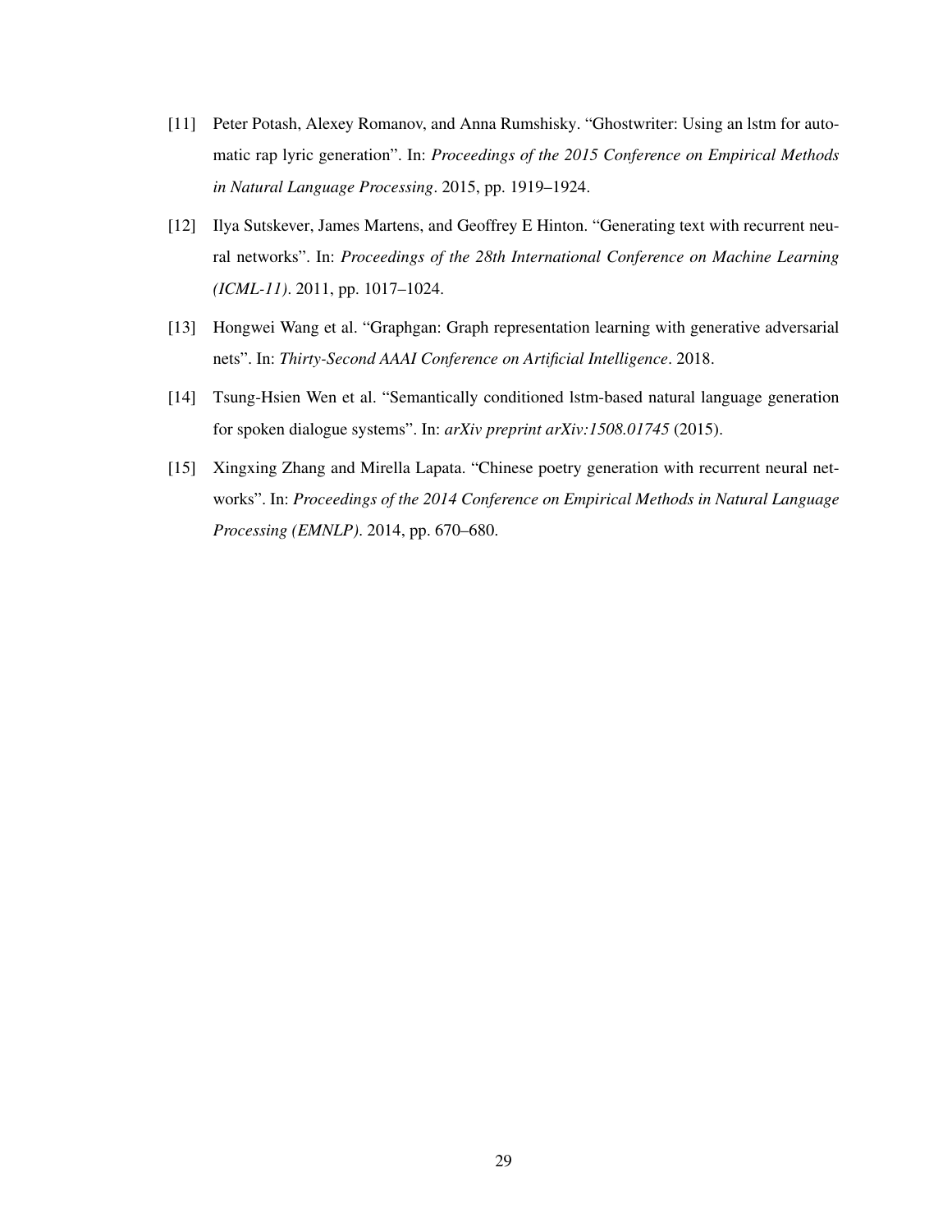[11] Peter Potash, Alexey Romanov, and Anna Rumshisky. "Ghostwriter: Using an lstm for automatic rap lyric generation". In: *Proceedings of the 2015 Conference on Empirical Methods in Natural Language Processing*. 2015, pp. 1919–1924.

[12] Ilya Sutskever, James Martens, and Geoffrey E Hinton. "Generating text with recurrent neural networks". In: *Proceedings of the 28th International Conference on Machine Learning (ICML-11)*. 2011, pp. 1017–1024.

[13] Hongwei Wang et al. "Graphgan: Graph representation learning with generative adversarial nets". In: *Thirty-Second AAAI Conference on Artificial Intelligence*. 2018.

[14] Tsung-Hsien Wen et al. "Semantically conditioned lstm-based natural language generation for spoken dialogue systems". In: *arXiv preprint arXiv:1508.01745* (2015).

[15] Xingxing Zhang and Mirella Lapata. "Chinese poetry generation with recurrent neural networks". In: *Proceedings of the 2014 Conference on Empirical Methods in Natural Language Processing (EMNLP)*. 2014, pp. 670–680.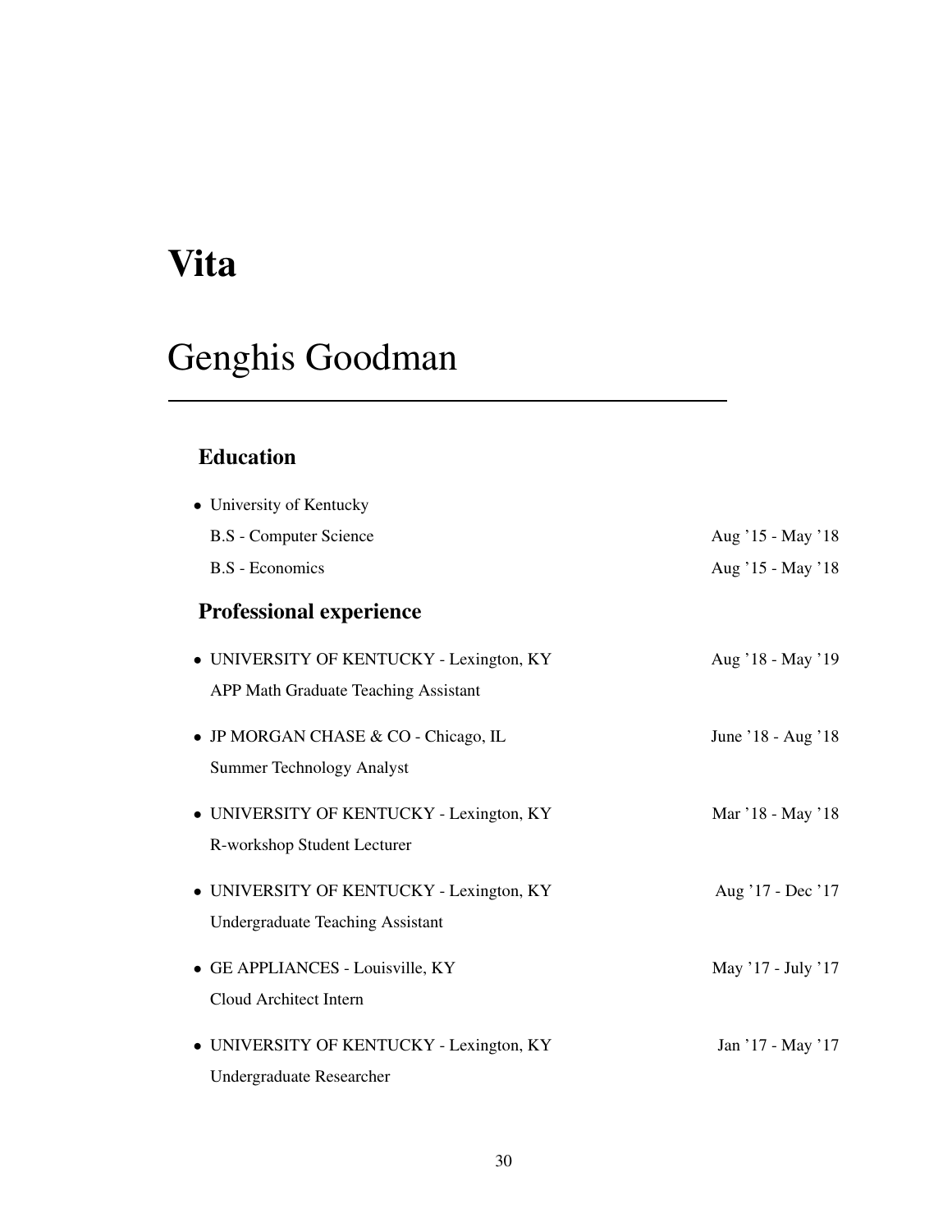# Vita

# Genghis Goodman

---

## Education

- University of Kentucky
  B.S - Computer Science — Aug '15 - May '18
  B.S - Economics — Aug '15 - May '18

## Professional experience

- UNIVERSITY OF KENTUCKY - Lexington, KY — Aug '18 - May '19
  APP Math Graduate Teaching Assistant

- JP MORGAN CHASE & CO - Chicago, IL — June '18 - Aug '18
  Summer Technology Analyst

- UNIVERSITY OF KENTUCKY - Lexington, KY — Mar '18 - May '18
  R-workshop Student Lecturer

- UNIVERSITY OF KENTUCKY - Lexington, KY — Aug '17 - Dec '17
  Undergraduate Teaching Assistant

- GE APPLIANCES - Louisville, KY — May '17 - July '17
  Cloud Architect Intern

- UNIVERSITY OF KENTUCKY - Lexington, KY — Jan '17 - May '17
  Undergraduate Researcher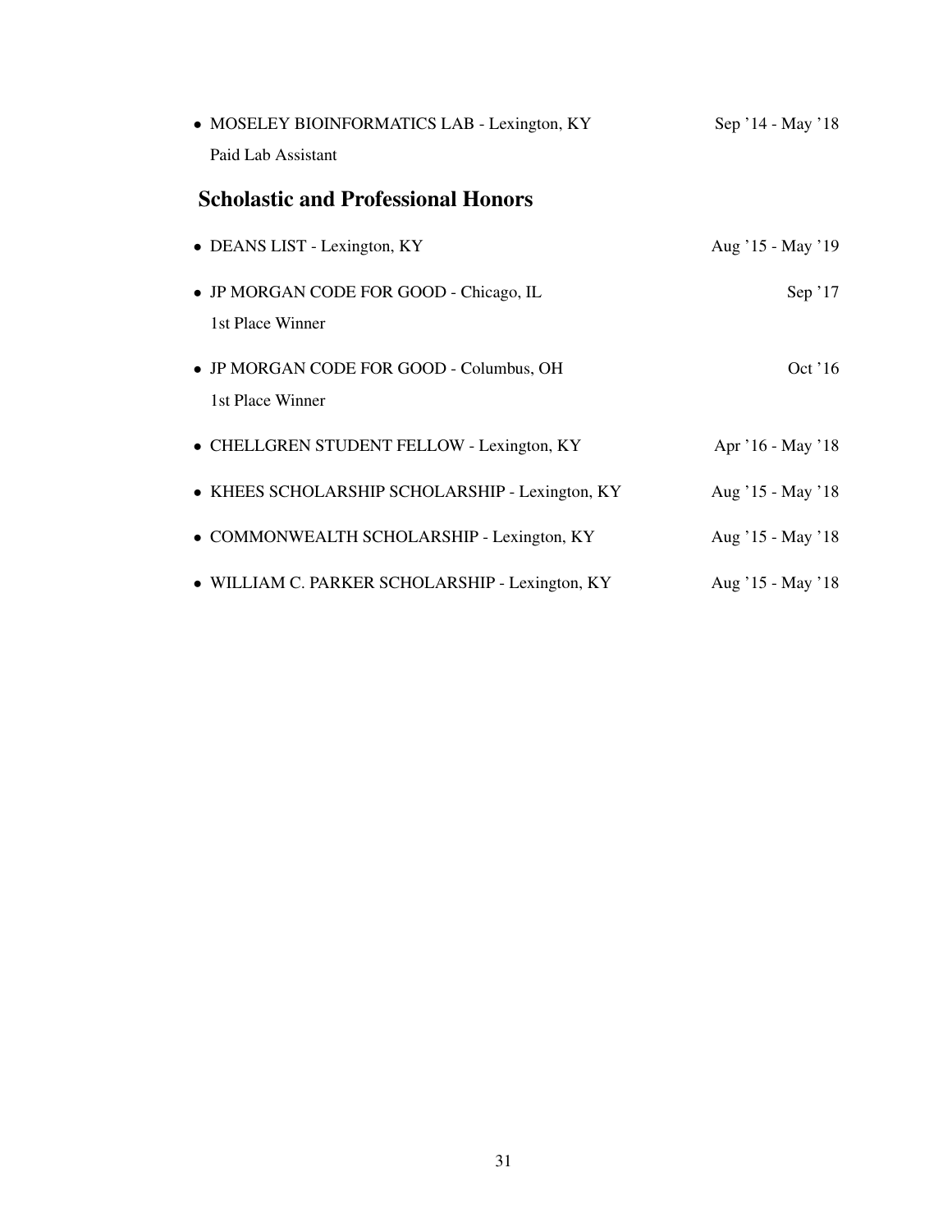- MOSELEY BIOINFORMATICS LAB - Lexington, KY — Sep '14 - May '18
  Paid Lab Assistant

## Scholastic and Professional Honors

- DEANS LIST - Lexington, KY — Aug '15 - May '19
- JP MORGAN CODE FOR GOOD - Chicago, IL — Sep '17
  1st Place Winner
- JP MORGAN CODE FOR GOOD - Columbus, OH — Oct '16
  1st Place Winner
- CHELLGREN STUDENT FELLOW - Lexington, KY — Apr '16 - May '18
- KHEES SCHOLARSHIP SCHOLARSHIP - Lexington, KY — Aug '15 - May '18
- COMMONWEALTH SCHOLARSHIP - Lexington, KY — Aug '15 - May '18
- WILLIAM C. PARKER SCHOLARSHIP - Lexington, KY — Aug '15 - May '18